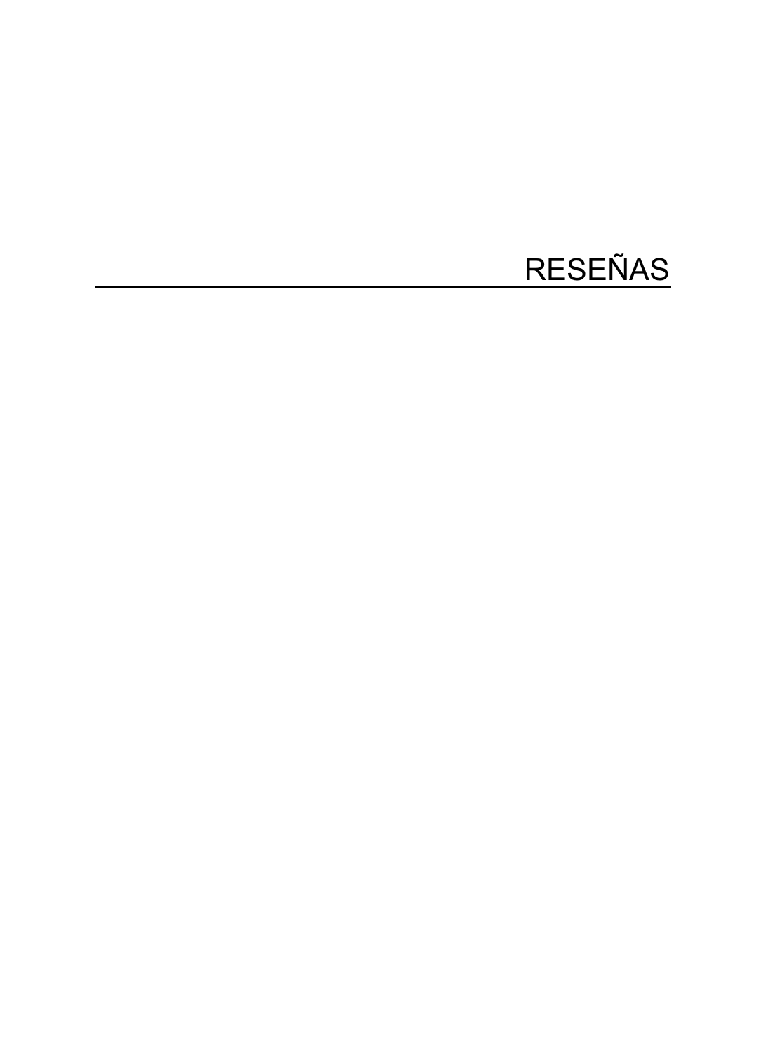# RESEÑAS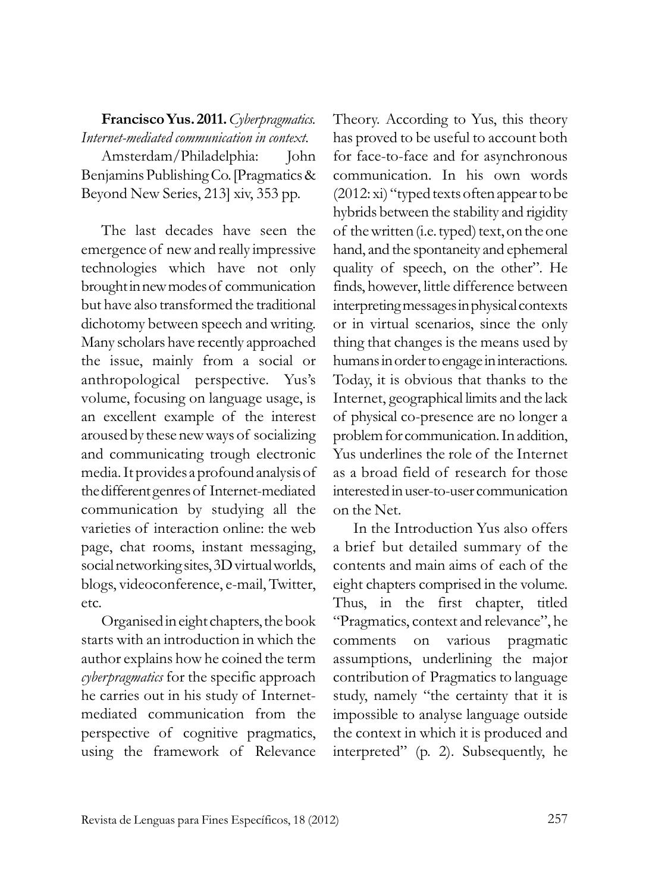**Francisco Yus. 2011.** *Cyberpragmatics. Internet-mediated communication in context.* Amsterdam/Philadelphia: John Benjamins Publishing Co. [Pragmatics & Beyond New Series, 213] xiv, 353 pp.

The last decades have seen the emergence of new and really impressive technologies which have not only brought in new modes of communication but have also transformed the traditional dichotomy between speech and writing. Many scholars have recently approached the issue, mainly from a social or anthropological perspective. Yus's volume, focusing on language usage, is an excellent example of the interest aroused by these new ways of socializing and communicating trough electronic media. It provides a profound analysis of the different genres of Internet-mediated communication by studying all the varieties of interaction online: the web page, chat rooms, instant messaging, social networking sites, 3D virtual worlds, blogs, videoconference, e-mail, Twitter, etc.

Organised in eight chapters, the book starts with an introduction in which the author explains how he coined the term *cyberpragmatics* for the specific approach he carries out in his study of Internet-mediated communication from the perspective of cognitive pragmatics, using the framework of Relevance Theory. According to Yus, this theory has proved to be useful to account both for face-to-face and for asynchronous communication. In his own words (2012: xi) "typed texts often appear to be hybrids between the stability and rigidity of the written (i.e. typed) text, on the one hand, and the spontaneity and ephemeral quality of speech, on the other". He finds, however, little difference between interpreting messages in physical contexts or in virtual scenarios, since the only thing that changes is the means used by humans in order to engage in interactions. Today, it is obvious that thanks to the Internet, geographical limits and the lack of physical co-presence are no longer a problem for communication. In addition, Yus underlines the role of the Internet as a broad field of research for those interested in user-to-user communication on the Net.

In the Introduction Yus also offers a brief but detailed summary of the contents and main aims of each of the eight chapters comprised in the volume. Thus, in the first chapter, titled "Pragmatics, context and relevance", he comments on various pragmatic assumptions, underlining the major contribution of Pragmatics to language study, namely "the certainty that it is impossible to analyse language outside the context in which it is produced and interpreted" (p. 2). Subsequently, he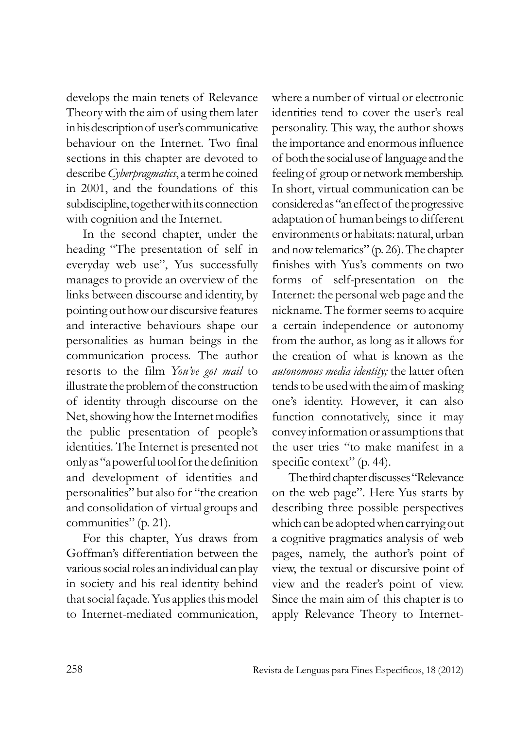develops the main tenets of Relevance Theory with the aim of using them later in his description of user's communicative behaviour on the Internet. Two final sections in this chapter are devoted to describe *Cyberpragmatics*, a term he coined in 2001, and the foundations of this subdiscipline, together with its connection with cognition and the Internet.

In the second chapter, under the heading "The presentation of self in everyday web use", Yus successfully manages to provide an overview of the links between discourse and identity, by pointing out how our discursive features and interactive behaviours shape our personalities as human beings in the communication process. The author resorts to the film *You've got mail* to illustrate the problem of the construction of identity through discourse on the Net, showing how the Internet modifies the public presentation of people's identities. The Internet is presented not only as "a powerful tool for the definition and development of identities and personalities" but also for "the creation and consolidation of virtual groups and communities" (p. 21).

For this chapter, Yus draws from Goffman's differentiation between the various social roles an individual can play in society and his real identity behind that social façade. Yus applies this model to Internet-mediated communication, where a number of virtual or electronic identities tend to cover the user's real personality. This way, the author shows the importance and enormous influence of both the social use of language and the feeling of group or network membership. In short, virtual communication can be considered as "an effect of the progressive adaptation of human beings to different environments or habitats: natural, urban and now telematics" (p. 26). The chapter finishes with Yus's comments on two forms of self-presentation on the Internet: the personal web page and the nickname. The former seems to acquire a certain independence or autonomy from the author, as long as it allows for the creation of what is known as the *autonomous media identity;* the latter often tends to be used with the aim of masking one's identity. However, it can also function connotatively, since it may convey information or assumptions that the user tries "to make manifest in a specific context" (p. 44).

The third chapter discusses "Relevance on the web page". Here Yus starts by describing three possible perspectives which can be adopted when carrying out a cognitive pragmatics analysis of web pages, namely, the author's point of view, the textual or discursive point of view and the reader's point of view. Since the main aim of this chapter is to apply Relevance Theory to Internet-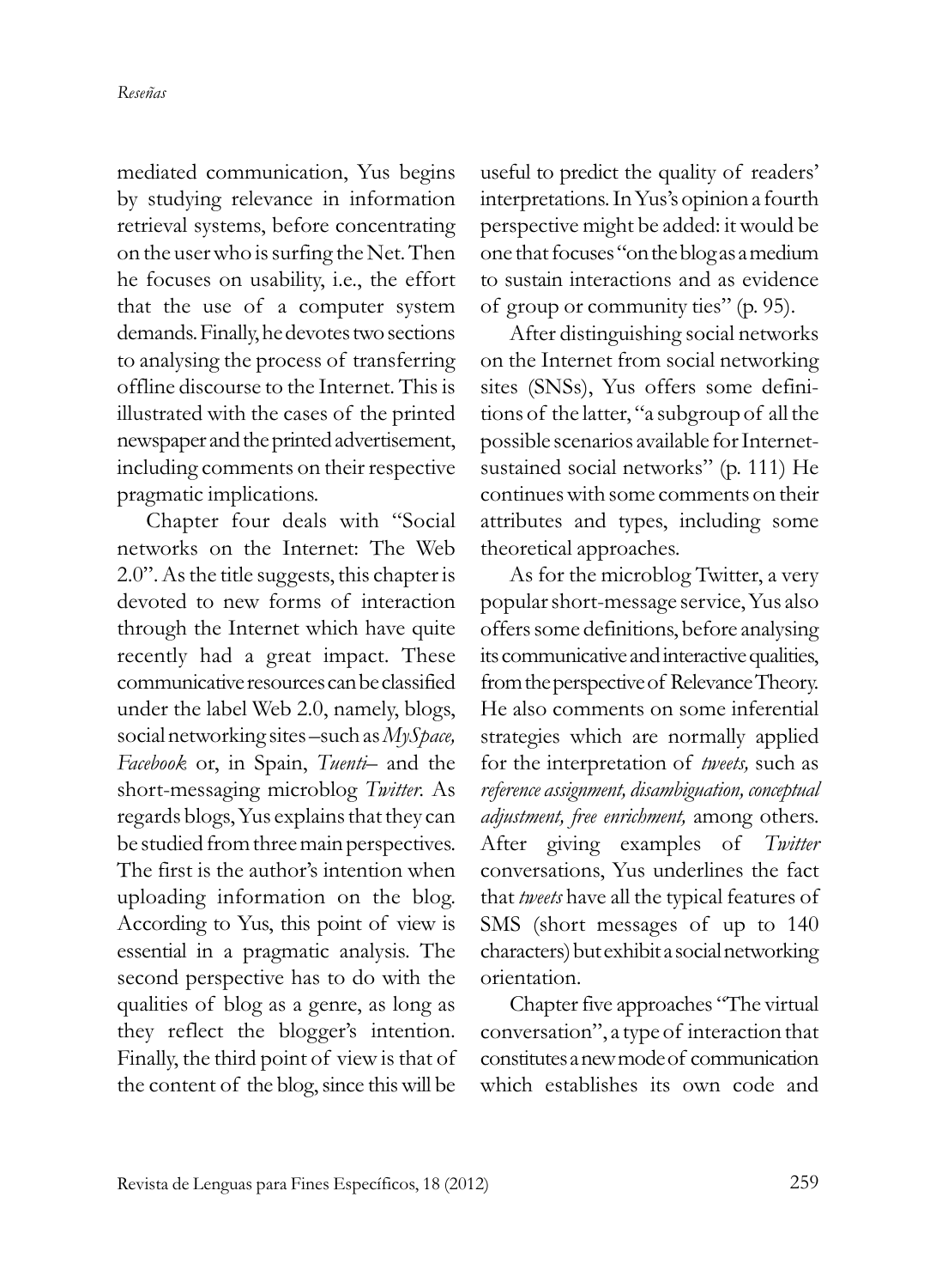mediated communication, Yus begins by studying relevance in information retrieval systems, before concentrating on the user who is surfing the Net. Then he focuses on usability, i.e., the effort that the use of a computer system demands. Finally, he devotes two sections to analysing the process of transferring offline discourse to the Internet. This is illustrated with the cases of the printed newspaper and the printed advertisement, including comments on their respective pragmatic implications.

Chapter four deals with "Social networks on the Internet: The Web 2.0". As the title suggests, this chapter is devoted to new forms of interaction through the Internet which have quite recently had a great impact. These communicative resources can be classified under the label Web 2.0, namely, blogs, social networking sites –such as *MySpace, Facebook* or, in Spain, *Tuenti*– and the short-messaging microblog *Twitter*. As regards blogs, Yus explains that they can be studied from three main perspectives. The first is the author's intention when uploading information on the blog. According to Yus, this point of view is essential in a pragmatic analysis. The second perspective has to do with the qualities of blog as a genre, as long as they reflect the blogger's intention. Finally, the third point of view is that of the content of the blog, since this will be useful to predict the quality of readers' interpretations. In Yus's opinion a fourth perspective might be added: it would be one that focuses "on the blog as a medium to sustain interactions and as evidence of group or community ties" (p. 95).

After distinguishing social networks on the Internet from social networking sites (SNSs), Yus offers some definitions of the latter, "a subgroup of all the possible scenarios available for Internet-sustained social networks" (p. 111) He continues with some comments on their attributes and types, including some theoretical approaches.

As for the microblog Twitter, a very popular short-message service, Yus also offers some definitions, before analysing its communicative and interactive qualities, from the perspective of Relevance Theory. He also comments on some inferential strategies which are normally applied for the interpretation of *tweets,* such as *reference assignment, disambiguation, conceptual adjustment, free enrichment,* among others. After giving examples of *Twitter* conversations, Yus underlines the fact that *tweets* have all the typical features of SMS (short messages of up to 140 characters) but exhibit a social networking orientation.

Chapter five approaches "The virtual conversation", a type of interaction that constitutes a new mode of communication which establishes its own code and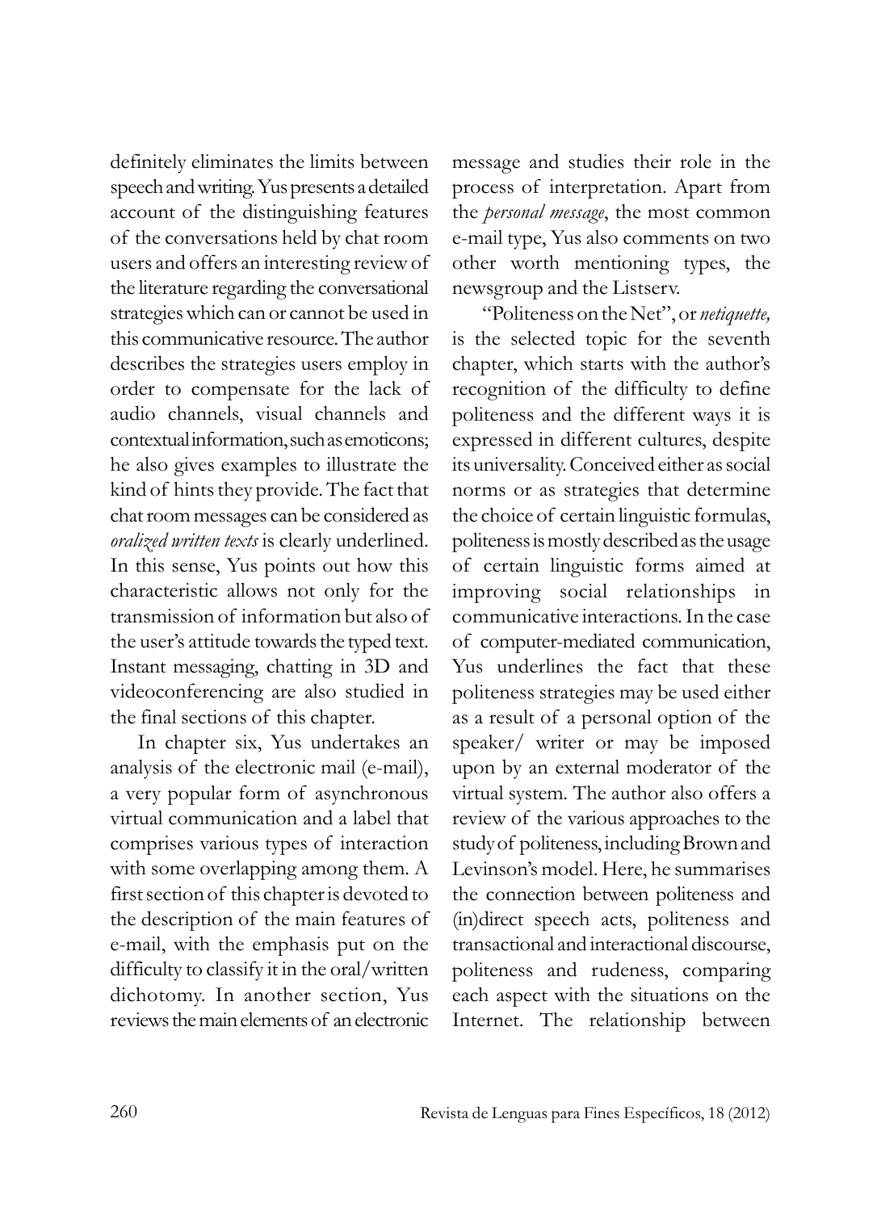definitely eliminates the limits between speech and writing. Yus presents a detailed account of the distinguishing features of the conversations held by chat room users and offers an interesting review of the literature regarding the conversational strategies which can or cannot be used in this communicative resource. The author describes the strategies users employ in order to compensate for the lack of audio channels, visual channels and contextual information, such as emoticons; he also gives examples to illustrate the kind of hints they provide. The fact that chat room messages can be considered as *oralized written texts* is clearly underlined. In this sense, Yus points out how this characteristic allows not only for the transmission of information but also of the user's attitude towards the typed text. Instant messaging, chatting in 3D and videoconferencing are also studied in the final sections of this chapter.

In chapter six, Yus undertakes an analysis of the electronic mail (e-mail), a very popular form of asynchronous virtual communication and a label that comprises various types of interaction with some overlapping among them. A first section of this chapter is devoted to the description of the main features of e-mail, with the emphasis put on the difficulty to classify it in the oral/written dichotomy. In another section, Yus reviews the main elements of an electronic message and studies their role in the process of interpretation. Apart from the *personal message*, the most common e-mail type, Yus also comments on two other worth mentioning types, the newsgroup and the Listserv.

"Politeness on the Net", or *netiquette,* is the selected topic for the seventh chapter, which starts with the author's recognition of the difficulty to define politeness and the different ways it is expressed in different cultures, despite its universality. Conceived either as social norms or as strategies that determine the choice of certain linguistic formulas, politeness is mostly described as the usage of certain linguistic forms aimed at improving social relationships in communicative interactions. In the case of computer-mediated communication, Yus underlines the fact that these politeness strategies may be used either as a result of a personal option of the speaker/ writer or may be imposed upon by an external moderator of the virtual system. The author also offers a review of the various approaches to the study of politeness, including Brown and Levinson's model. Here, he summarises the connection between politeness and (in)direct speech acts, politeness and transactional and interactional discourse, politeness and rudeness, comparing each aspect with the situations on the Internet. The relationship between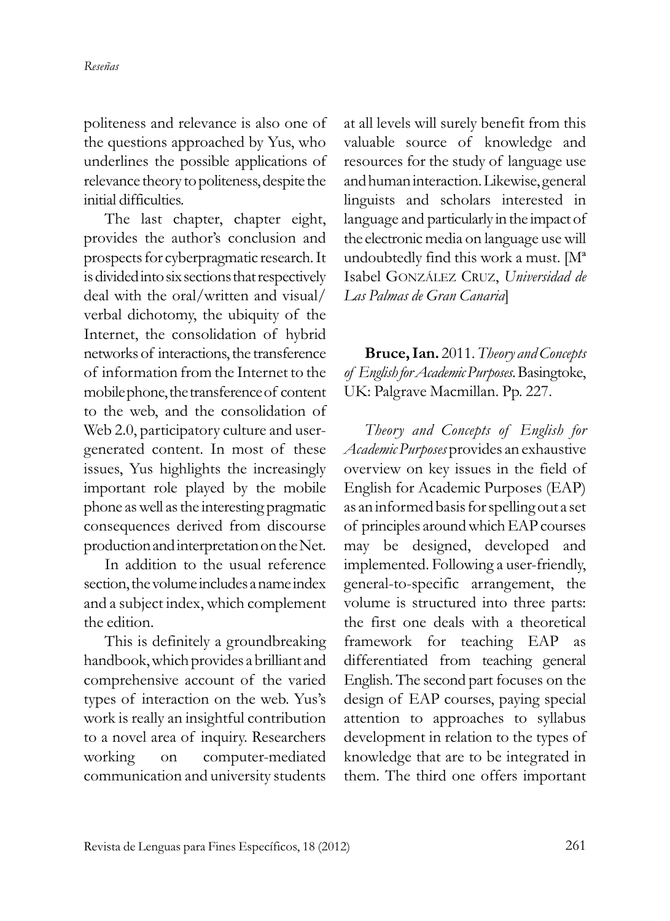politeness and relevance is also one of the questions approached by Yus, who underlines the possible applications of relevance theory to politeness, despite the initial difficulties.

The last chapter, chapter eight, provides the author's conclusion and prospects for cyberpragmatic research. It is divided into six sections that respectively deal with the oral/written and visual/verbal dichotomy, the ubiquity of the Internet, the consolidation of hybrid networks of interactions, the transference of information from the Internet to the mobile phone, the transference of content to the web, and the consolidation of Web 2.0, participatory culture and user-generated content. In most of these issues, Yus highlights the increasingly important role played by the mobile phone as well as the interesting pragmatic consequences derived from discourse production and interpretation on the Net.

In addition to the usual reference section, the volume includes a name index and a subject index, which complement the edition.

This is definitely a groundbreaking handbook, which provides a brilliant and comprehensive account of the varied types of interaction on the web. Yus's work is really an insightful contribution to a novel area of inquiry. Researchers working on computer-mediated communication and university students at all levels will surely benefit from this valuable source of knowledge and resources for the study of language use and human interaction. Likewise, general linguists and scholars interested in language and particularly in the impact of the electronic media on language use will undoubtedly find this work a must. [Mª Isabel González Cruz, *Universidad de Las Palmas de Gran Canaria*]

**Bruce, Ian.** 2011. *Theory and Concepts of English for Academic Purposes*. Basingtoke, UK: Palgrave Macmillan. Pp. 227.

*Theory and Concepts of English for Academic Purposes* provides an exhaustive overview on key issues in the field of English for Academic Purposes (EAP) as an informed basis for spelling out a set of principles around which EAP courses may be designed, developed and implemented. Following a user-friendly, general-to-specific arrangement, the volume is structured into three parts: the first one deals with a theoretical framework for teaching EAP as differentiated from teaching general English. The second part focuses on the design of EAP courses, paying special attention to approaches to syllabus development in relation to the types of knowledge that are to be integrated in them. The third one offers important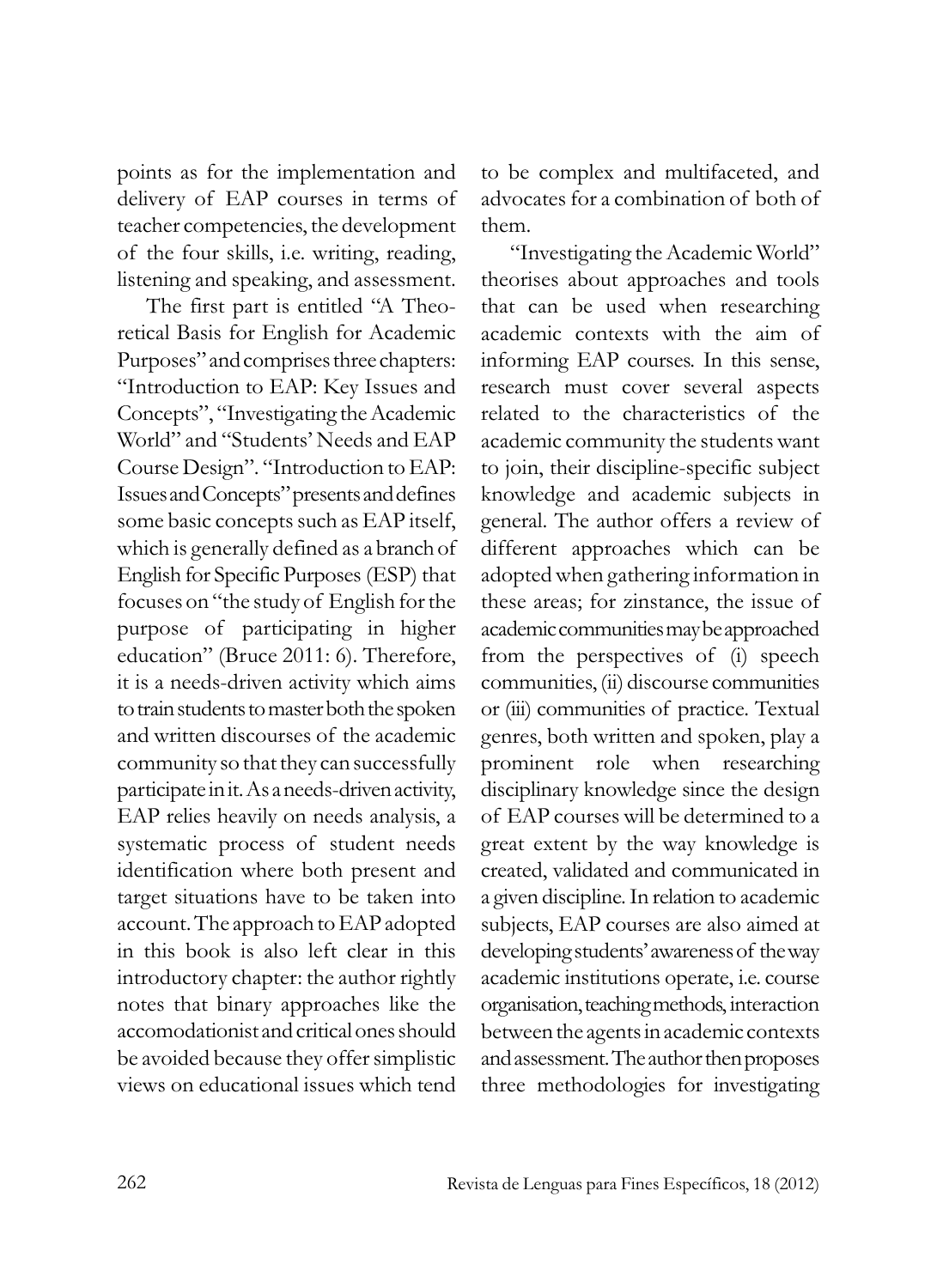points as for the implementation and delivery of EAP courses in terms of teacher competencies, the development of the four skills, i.e. writing, reading, listening and speaking, and assessment.

The first part is entitled "A Theoretical Basis for English for Academic Purposes" and comprises three chapters: "Introduction to EAP: Key Issues and Concepts", "Investigating the Academic World" and "Students' Needs and EAP Course Design". "Introduction to EAP: Issues and Concepts" presents and defines some basic concepts such as EAP itself, which is generally defined as a branch of English for Specific Purposes (ESP) that focuses on "the study of English for the purpose of participating in higher education" (Bruce 2011: 6). Therefore, it is a needs-driven activity which aims to train students to master both the spoken and written discourses of the academic community so that they can successfully participate in it. As a needs-driven activity, EAP relies heavily on needs analysis, a systematic process of student needs identification where both present and target situations have to be taken into account. The approach to EAP adopted in this book is also left clear in this introductory chapter: the author rightly notes that binary approaches like the accomodationist and critical ones should be avoided because they offer simplistic views on educational issues which tend to be complex and multifaceted, and advocates for a combination of both of them.

"Investigating the Academic World" theorises about approaches and tools that can be used when researching academic contexts with the aim of informing EAP courses. In this sense, research must cover several aspects related to the characteristics of the academic community the students want to join, their discipline-specific subject knowledge and academic subjects in general. The author offers a review of different approaches which can be adopted when gathering information in these areas; for zinstance, the issue of academic communities may be approached from the perspectives of (i) speech communities, (ii) discourse communities or (iii) communities of practice. Textual genres, both written and spoken, play a prominent role when researching disciplinary knowledge since the design of EAP courses will be determined to a great extent by the way knowledge is created, validated and communicated in a given discipline. In relation to academic subjects, EAP courses are also aimed at developing students' awareness of the way academic institutions operate, i.e. course organisation, teaching methods, interaction between the agents in academic contexts and assessment. The author then proposes three methodologies for investigating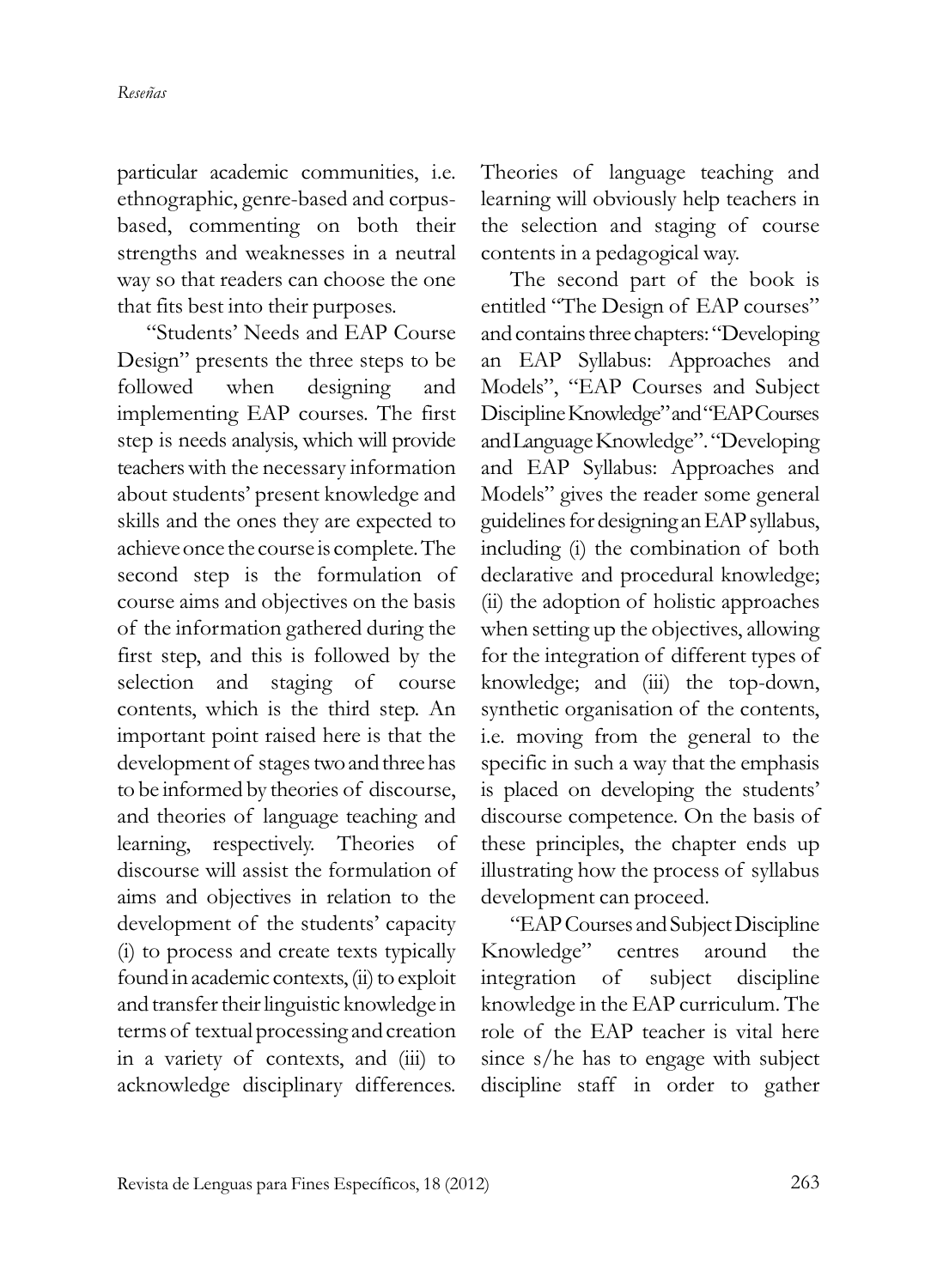particular academic communities, i.e. ethnographic, genre-based and corpus-based, commenting on both their strengths and weaknesses in a neutral way so that readers can choose the one that fits best into their purposes.

"Students' Needs and EAP Course Design" presents the three steps to be followed when designing and implementing EAP courses. The first step is needs analysis, which will provide teachers with the necessary information about students' present knowledge and skills and the ones they are expected to achieve once the course is complete. The second step is the formulation of course aims and objectives on the basis of the information gathered during the first step, and this is followed by the selection and staging of course contents, which is the third step. An important point raised here is that the development of stages two and three has to be informed by theories of discourse, and theories of language teaching and learning, respectively. Theories of discourse will assist the formulation of aims and objectives in relation to the development of the students' capacity (i) to process and create texts typically found in academic contexts, (ii) to exploit and transfer their linguistic knowledge in terms of textual processing and creation in a variety of contexts, and (iii) to acknowledge disciplinary differences. Theories of language teaching and learning will obviously help teachers in the selection and staging of course contents in a pedagogical way.

The second part of the book is entitled "The Design of EAP courses" and contains three chapters: "Developing an EAP Syllabus: Approaches and Models", "EAP Courses and Subject Discipline Knowledge" and "EAP Courses and Language Knowledge". "Developing and EAP Syllabus: Approaches and Models" gives the reader some general guidelines for designing an EAP syllabus, including (i) the combination of both declarative and procedural knowledge; (ii) the adoption of holistic approaches when setting up the objectives, allowing for the integration of different types of knowledge; and (iii) the top-down, synthetic organisation of the contents, i.e. moving from the general to the specific in such a way that the emphasis is placed on developing the students' discourse competence. On the basis of these principles, the chapter ends up illustrating how the process of syllabus development can proceed.

"EAP Courses and Subject Discipline Knowledge" centres around the integration of subject discipline knowledge in the EAP curriculum. The role of the EAP teacher is vital here since s/he has to engage with subject discipline staff in order to gather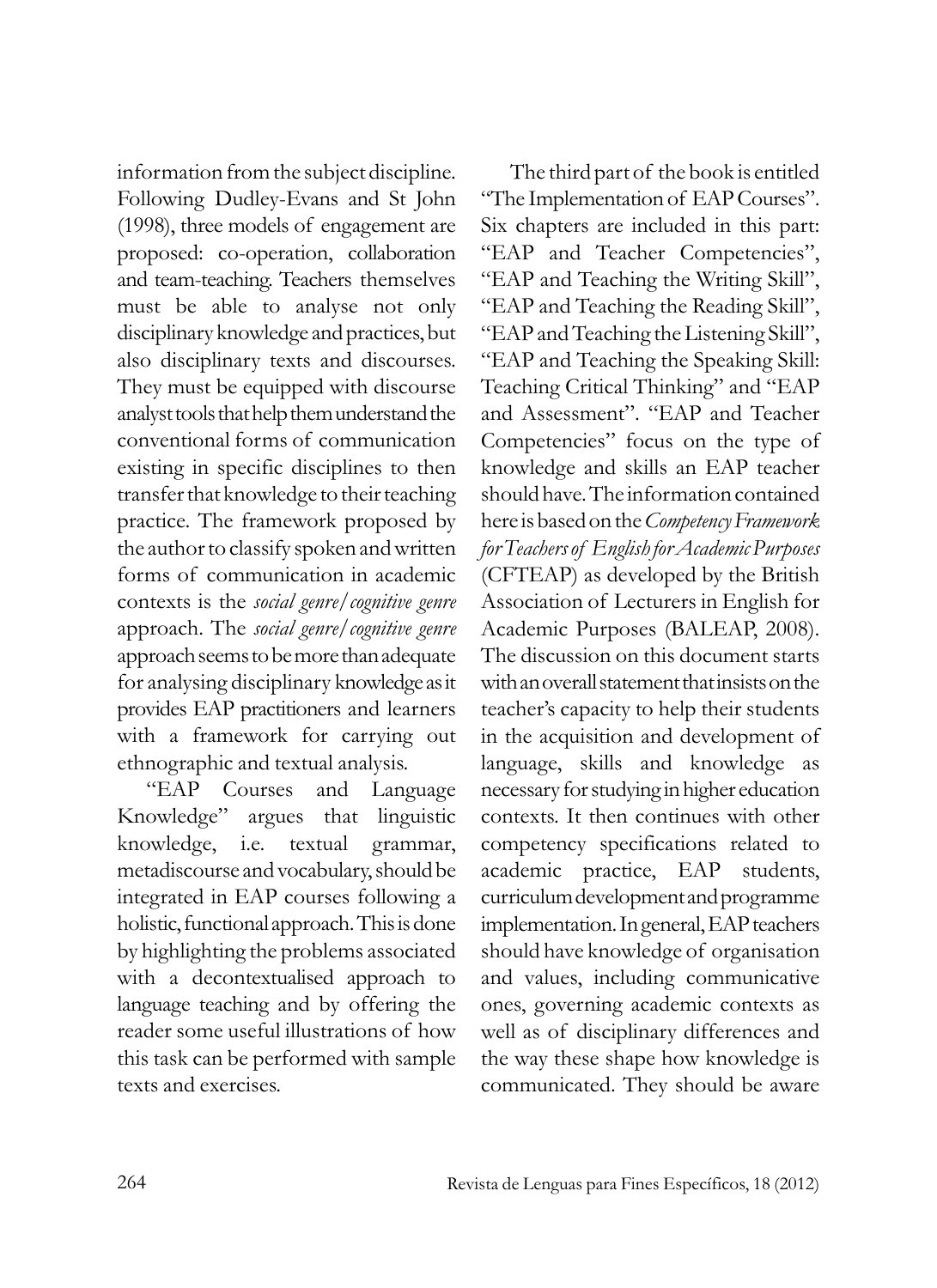information from the subject discipline. Following Dudley-Evans and St John (1998), three models of engagement are proposed: co-operation, collaboration and team-teaching. Teachers themselves must be able to analyse not only disciplinary knowledge and practices, but also disciplinary texts and discourses. They must be equipped with discourse analyst tools that help them understand the conventional forms of communication existing in specific disciplines to then transfer that knowledge to their teaching practice. The framework proposed by the author to classify spoken and written forms of communication in academic contexts is the *social genre/cognitive genre* approach. The *social genre/cognitive genre* approach seems to be more than adequate for analysing disciplinary knowledge as it provides EAP practitioners and learners with a framework for carrying out ethnographic and textual analysis.

"EAP Courses and Language Knowledge" argues that linguistic knowledge, i.e. textual grammar, metadiscourse and vocabulary, should be integrated in EAP courses following a holistic, functional approach. This is done by highlighting the problems associated with a decontextualised approach to language teaching and by offering the reader some useful illustrations of how this task can be performed with sample texts and exercises.

The third part of the book is entitled "The Implementation of EAP Courses". Six chapters are included in this part: "EAP and Teacher Competencies", "EAP and Teaching the Writing Skill", "EAP and Teaching the Reading Skill", "EAP and Teaching the Listening Skill", "EAP and Teaching the Speaking Skill: Teaching Critical Thinking" and "EAP and Assessment". "EAP and Teacher Competencies" focus on the type of knowledge and skills an EAP teacher should have. The information contained here is based on the *Competency Framework for Teachers of English for Academic Purposes* (CFTEAP) as developed by the British Association of Lecturers in English for Academic Purposes (BALEAP, 2008). The discussion on this document starts with an overall statement that insists on the teacher's capacity to help their students in the acquisition and development of language, skills and knowledge as necessary for studying in higher education contexts. It then continues with other competency specifications related to academic practice, EAP students, curriculum development and programme implementation. In general, EAP teachers should have knowledge of organisation and values, including communicative ones, governing academic contexts as well as of disciplinary differences and the way these shape how knowledge is communicated. They should be aware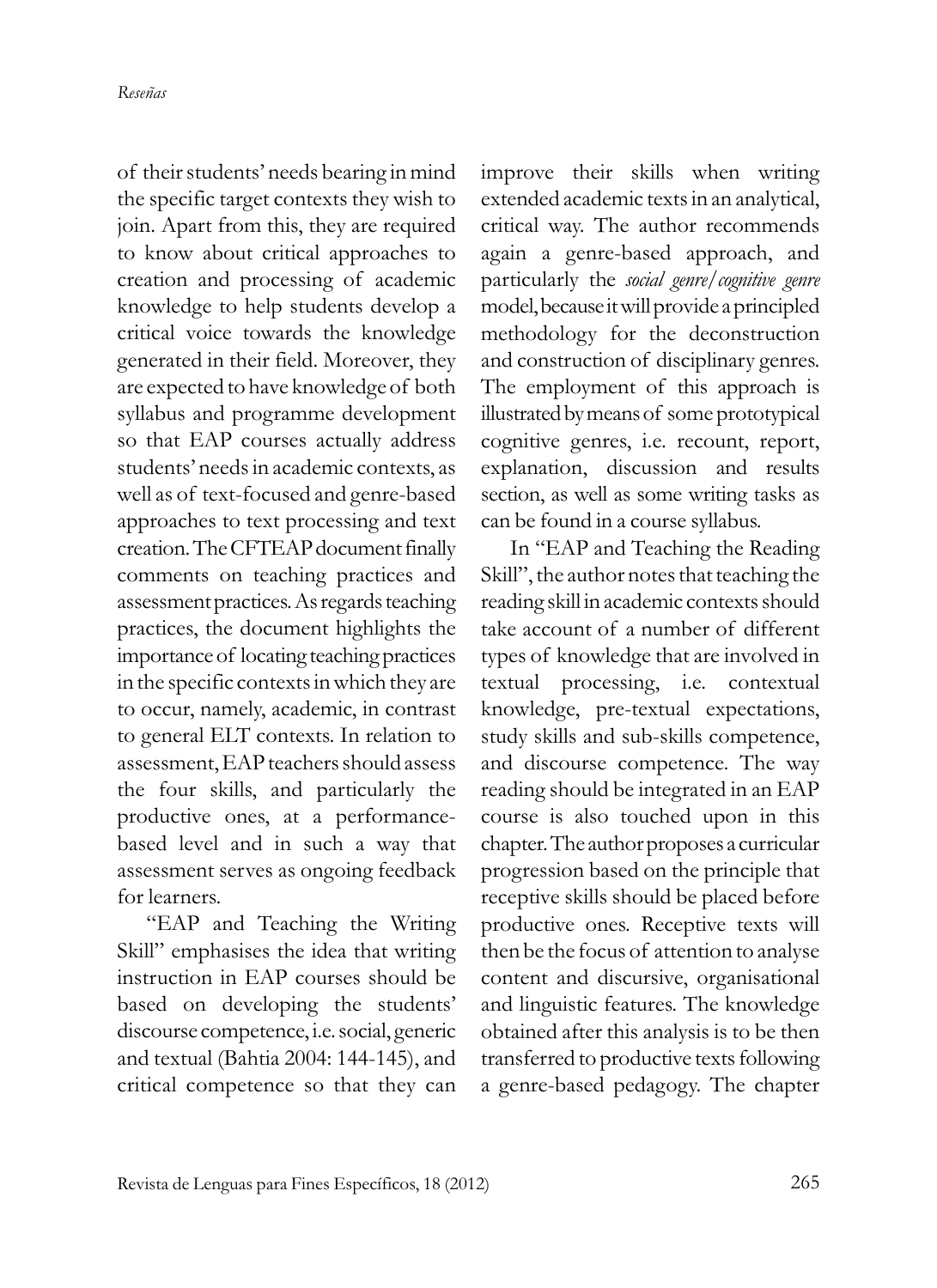of their students' needs bearing in mind the specific target contexts they wish to join. Apart from this, they are required to know about critical approaches to creation and processing of academic knowledge to help students develop a critical voice towards the knowledge generated in their field. Moreover, they are expected to have knowledge of both syllabus and programme development so that EAP courses actually address students' needs in academic contexts, as well as of text-focused and genre-based approaches to text processing and text creation. The CFTEAP document finally comments on teaching practices and assessment practices. As regards teaching practices, the document highlights the importance of locating teaching practices in the specific contexts in which they are to occur, namely, academic, in contrast to general ELT contexts. In relation to assessment, EAP teachers should assess the four skills, and particularly the productive ones, at a performance-based level and in such a way that assessment serves as ongoing feedback for learners.

"EAP and Teaching the Writing Skill" emphasises the idea that writing instruction in EAP courses should be based on developing the students' discourse competence, i.e. social, generic and textual (Bahtia 2004: 144-145), and critical competence so that they can improve their skills when writing extended academic texts in an analytical, critical way. The author recommends again a genre-based approach, and particularly the *social genre/cognitive genre* model, because it will provide a principled methodology for the deconstruction and construction of disciplinary genres. The employment of this approach is illustrated by means of some prototypical cognitive genres, i.e. recount, report, explanation, discussion and results section, as well as some writing tasks as can be found in a course syllabus.

In "EAP and Teaching the Reading Skill", the author notes that teaching the reading skill in academic contexts should take account of a number of different types of knowledge that are involved in textual processing, i.e. contextual knowledge, pre-textual expectations, study skills and sub-skills competence, and discourse competence. The way reading should be integrated in an EAP course is also touched upon in this chapter. The author proposes a curricular progression based on the principle that receptive skills should be placed before productive ones. Receptive texts will then be the focus of attention to analyse content and discursive, organisational and linguistic features. The knowledge obtained after this analysis is to be then transferred to productive texts following a genre-based pedagogy. The chapter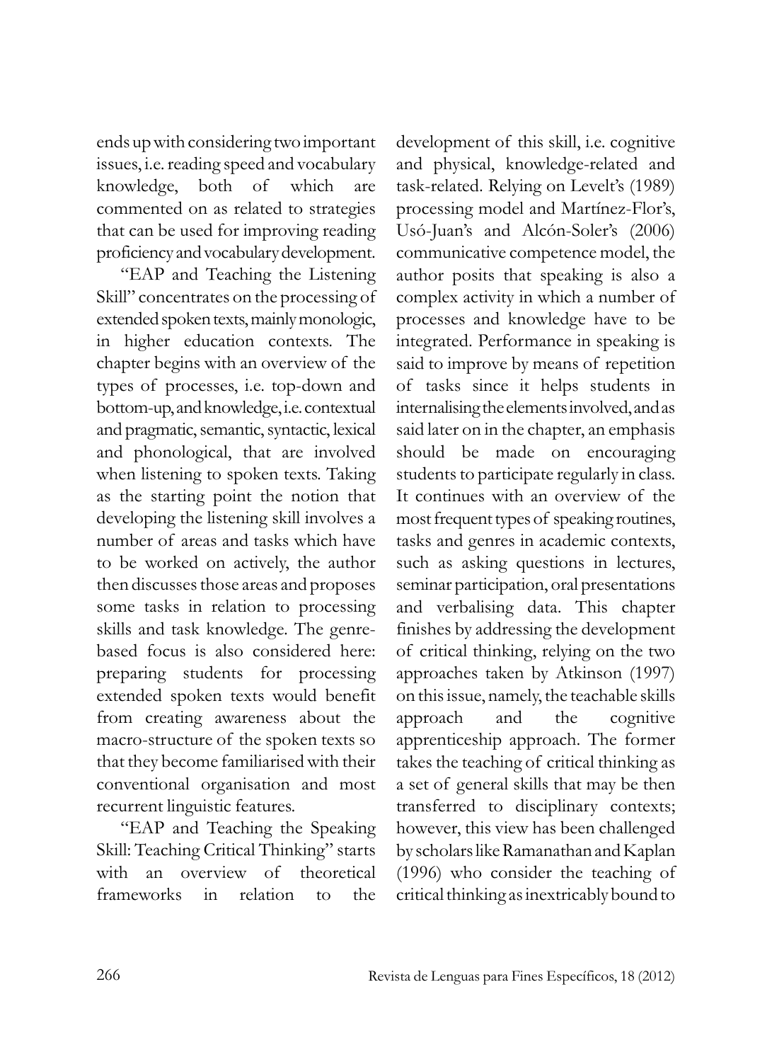ends up with considering two important issues, i.e. reading speed and vocabulary knowledge, both of which are commented on as related to strategies that can be used for improving reading proficiency and vocabulary development.

"EAP and Teaching the Listening Skill" concentrates on the processing of extended spoken texts, mainly monologic, in higher education contexts. The chapter begins with an overview of the types of processes, i.e. top-down and bottom-up, and knowledge, i.e. contextual and pragmatic, semantic, syntactic, lexical and phonological, that are involved when listening to spoken texts. Taking as the starting point the notion that developing the listening skill involves a number of areas and tasks which have to be worked on actively, the author then discusses those areas and proposes some tasks in relation to processing skills and task knowledge. The genre-based focus is also considered here: preparing students for processing extended spoken texts would benefit from creating awareness about the macro-structure of the spoken texts so that they become familiarised with their conventional organisation and most recurrent linguistic features.

"EAP and Teaching the Speaking Skill: Teaching Critical Thinking" starts with an overview of theoretical frameworks in relation to the development of this skill, i.e. cognitive and physical, knowledge-related and task-related. Relying on Levelt's (1989) processing model and Martínez-Flor's, Usó-Juan's and Alcón-Soler's (2006) communicative competence model, the author posits that speaking is also a complex activity in which a number of processes and knowledge have to be integrated. Performance in speaking is said to improve by means of repetition of tasks since it helps students in internalising the elements involved, and as said later on in the chapter, an emphasis should be made on encouraging students to participate regularly in class. It continues with an overview of the most frequent types of speaking routines, tasks and genres in academic contexts, such as asking questions in lectures, seminar participation, oral presentations and verbalising data. This chapter finishes by addressing the development of critical thinking, relying on the two approaches taken by Atkinson (1997) on this issue, namely, the teachable skills approach and the cognitive apprenticeship approach. The former takes the teaching of critical thinking as a set of general skills that may be then transferred to disciplinary contexts; however, this view has been challenged by scholars like Ramanathan and Kaplan (1996) who consider the teaching of critical thinking as inextricably bound to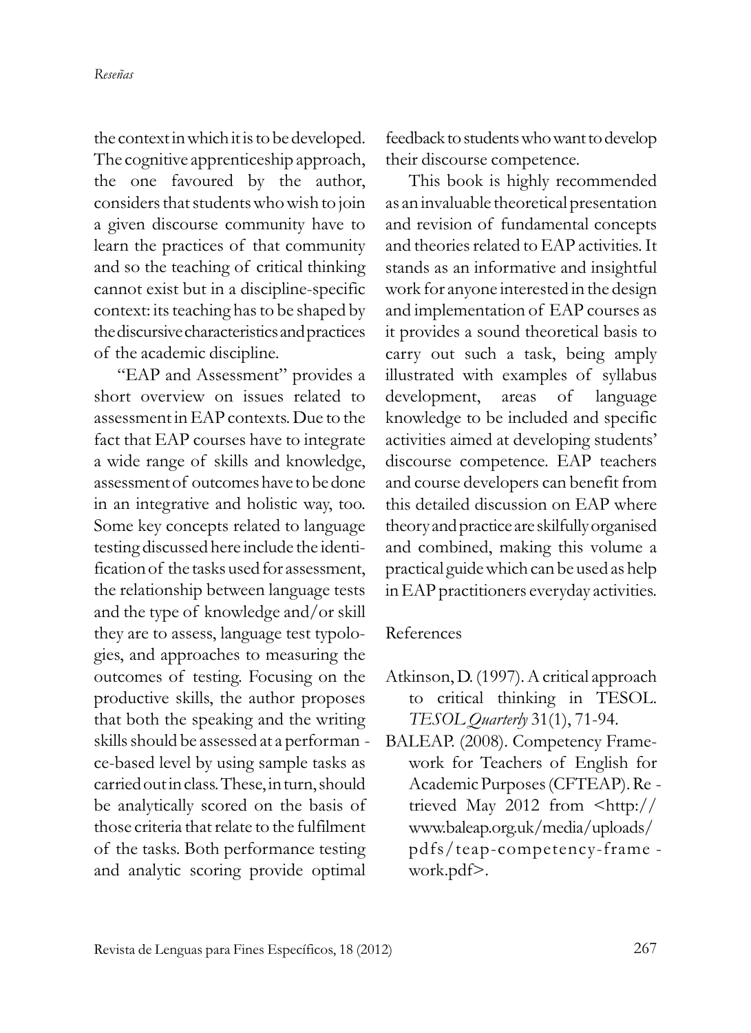the context in which it is to be developed. The cognitive apprenticeship approach, the one favoured by the author, considers that students who wish to join a given discourse community have to learn the practices of that community and so the teaching of critical thinking cannot exist but in a discipline-specific context: its teaching has to be shaped by the discursive characteristics and practices of the academic discipline.

"EAP and Assessment" provides a short overview on issues related to assessment in EAP contexts. Due to the fact that EAP courses have to integrate a wide range of skills and knowledge, assessment of outcomes have to be done in an integrative and holistic way, too. Some key concepts related to language testing discussed here include the identification of the tasks used for assessment, the relationship between language tests and the type of knowledge and/or skill they are to assess, language test typologies, and approaches to measuring the outcomes of testing. Focusing on the productive skills, the author proposes that both the speaking and the writing skills should be assessed at a performance-based level by using sample tasks as carried out in class. These, in turn, should be analytically scored on the basis of those criteria that relate to the fulfilment of the tasks. Both performance testing and analytic scoring provide optimal feedback to students who want to develop their discourse competence.

This book is highly recommended as an invaluable theoretical presentation and revision of fundamental concepts and theories related to EAP activities. It stands as an informative and insightful work for anyone interested in the design and implementation of EAP courses as it provides a sound theoretical basis to carry out such a task, being amply illustrated with examples of syllabus development, areas of language knowledge to be included and specific activities aimed at developing students' discourse competence. EAP teachers and course developers can benefit from this detailed discussion on EAP where theory and practice are skilfully organised and combined, making this volume a practical guide which can be used as help in EAP practitioners everyday activities.

## References

Atkinson, D. (1997). A critical approach to critical thinking in TESOL. *TESOL Quarterly* 31(1), 71-94.

BALEAP. (2008). Competency Framework for Teachers of English for Academic Purposes (CFTEAP). Retrieved May 2012 from <http://www.baleap.org.uk/media/uploads/pdfs/teap-competency-framework.pdf>.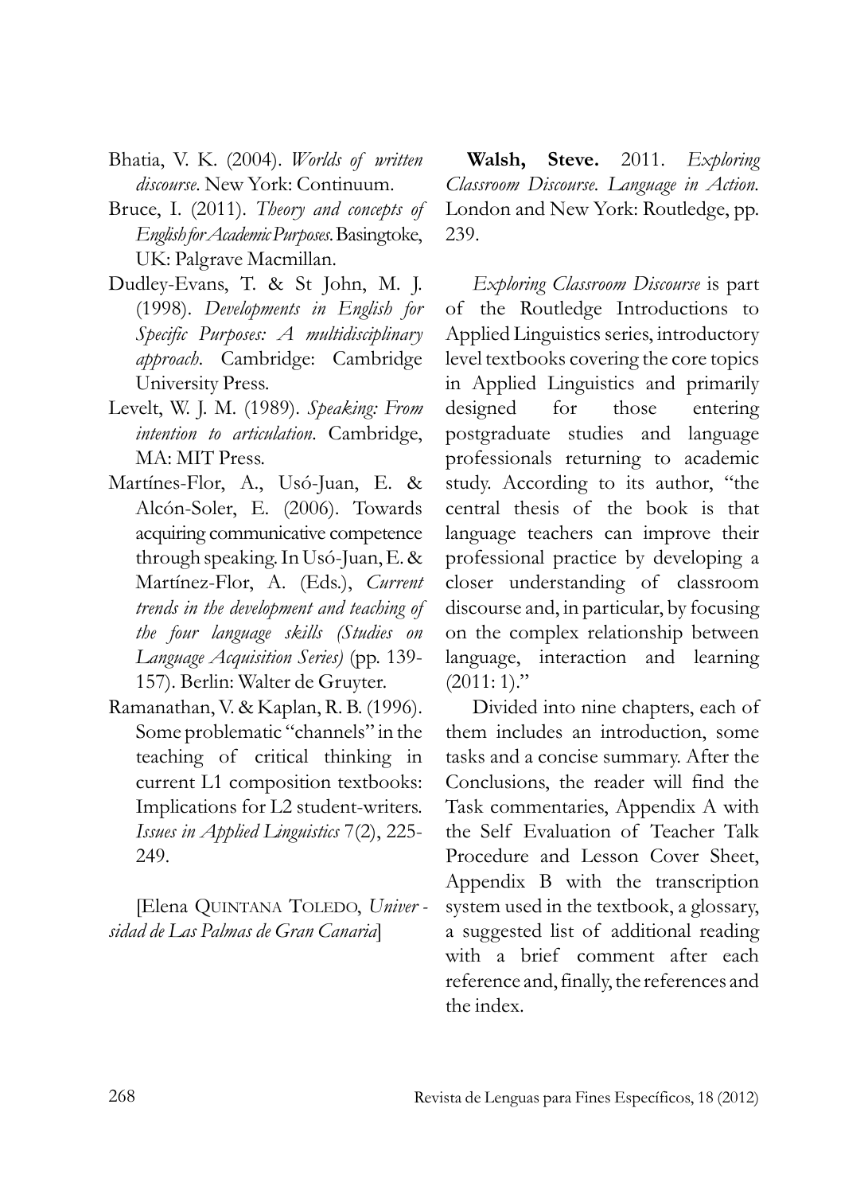Bhatia, V. K. (2004). *Worlds of written discourse*. New York: Continuum.

Bruce, I. (2011). *Theory and concepts of English for Academic Purposes*. Basingtoke, UK: Palgrave Macmillan.

Dudley-Evans, T. & St John, M. J. (1998). *Developments in English for Specific Purposes: A multidisciplinary approach*. Cambridge: Cambridge University Press.

Levelt, W. J. M. (1989). *Speaking: From intention to articulation*. Cambridge, MA: MIT Press.

Martínes-Flor, A., Usó-Juan, E. & Alcón-Soler, E. (2006). Towards acquiring communicative competence through speaking. In Usó-Juan, E. & Martínez-Flor, A. (Eds.), *Current trends in the development and teaching of the four language skills (Studies on Language Acquisition Series)* (pp. 139-157). Berlin: Walter de Gruyter.

Ramanathan, V. & Kaplan, R. B. (1996). Some problematic "channels" in the teaching of critical thinking in current L1 composition textbooks: Implications for L2 student-writers. *Issues in Applied Linguistics* 7(2), 225-249.

[Elena QUINTANA TOLEDO, *Universidad de Las Palmas de Gran Canaria*]

**Walsh, Steve.** 2011. *Exploring Classroom Discourse. Language in Action.* London and New York: Routledge, pp. 239.

*Exploring Classroom Discourse* is part of the Routledge Introductions to Applied Linguistics series, introductory level textbooks covering the core topics in Applied Linguistics and primarily designed for those entering postgraduate studies and language professionals returning to academic study. According to its author, "the central thesis of the book is that language teachers can improve their professional practice by developing a closer understanding of classroom discourse and, in particular, by focusing on the complex relationship between language, interaction and learning (2011: 1)."

Divided into nine chapters, each of them includes an introduction, some tasks and a concise summary. After the Conclusions, the reader will find the Task commentaries, Appendix A with the Self Evaluation of Teacher Talk Procedure and Lesson Cover Sheet, Appendix B with the transcription system used in the textbook, a glossary, a suggested list of additional reading with a brief comment after each reference and, finally, the references and the index.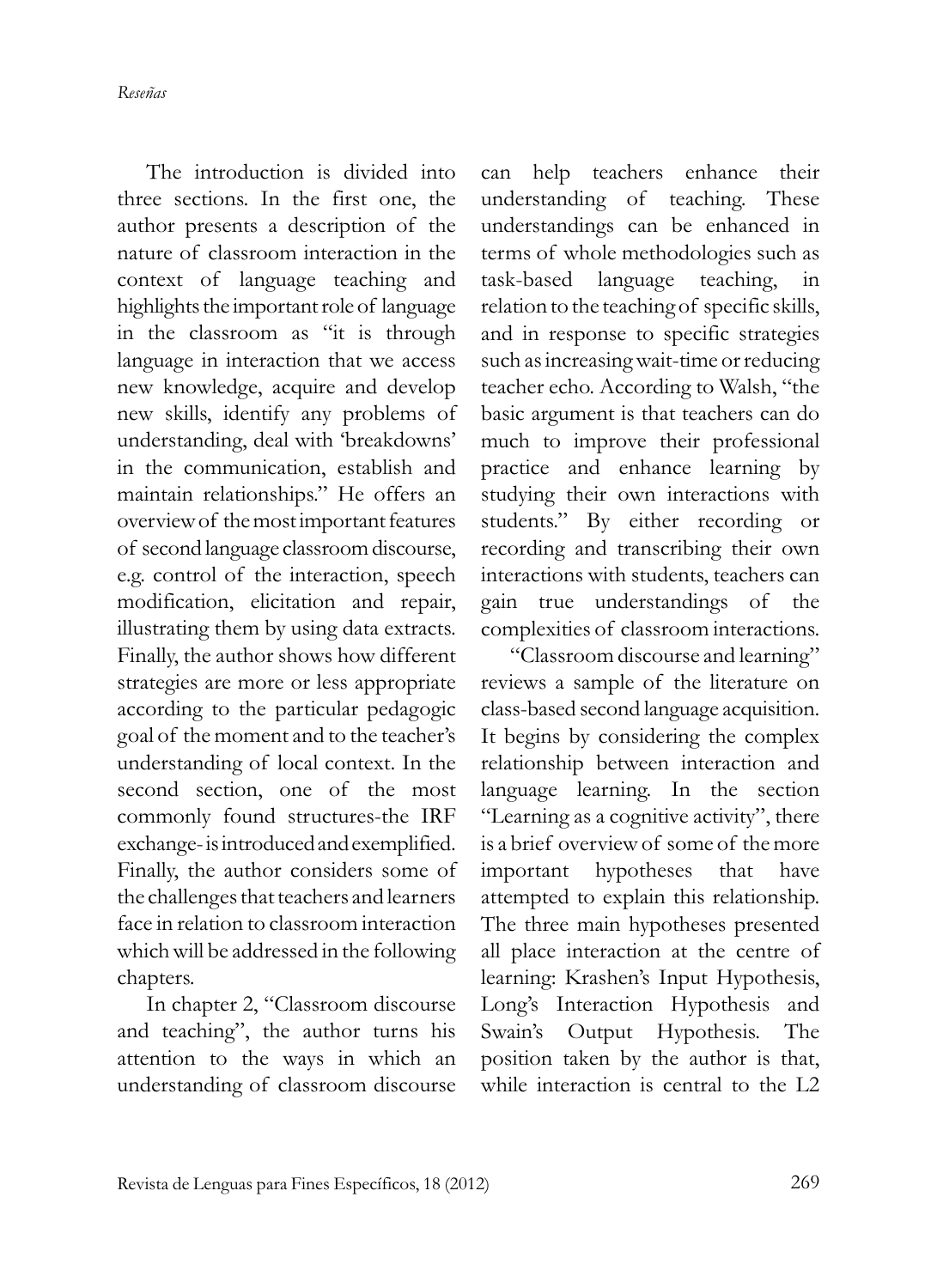The introduction is divided into three sections. In the first one, the author presents a description of the nature of classroom interaction in the context of language teaching and highlights the important role of language in the classroom as "it is through language in interaction that we access new knowledge, acquire and develop new skills, identify any problems of understanding, deal with 'breakdowns' in the communication, establish and maintain relationships." He offers an overview of the most important features of second language classroom discourse, e.g. control of the interaction, speech modification, elicitation and repair, illustrating them by using data extracts. Finally, the author shows how different strategies are more or less appropriate according to the particular pedagogic goal of the moment and to the teacher's understanding of local context. In the second section, one of the most commonly found structures-the IRF exchange- is introduced and exemplified. Finally, the author considers some of the challenges that teachers and learners face in relation to classroom interaction which will be addressed in the following chapters.

In chapter 2, "Classroom discourse and teaching", the author turns his attention to the ways in which an understanding of classroom discourse can help teachers enhance their understanding of teaching. These understandings can be enhanced in terms of whole methodologies such as task-based language teaching, in relation to the teaching of specific skills, and in response to specific strategies such as increasing wait-time or reducing teacher echo. According to Walsh, "the basic argument is that teachers can do much to improve their professional practice and enhance learning by studying their own interactions with students." By either recording or recording and transcribing their own interactions with students, teachers can gain true understandings of the complexities of classroom interactions.

"Classroom discourse and learning" reviews a sample of the literature on class-based second language acquisition. It begins by considering the complex relationship between interaction and language learning. In the section "Learning as a cognitive activity", there is a brief overview of some of the more important hypotheses that have attempted to explain this relationship. The three main hypotheses presented all place interaction at the centre of learning: Krashen's Input Hypothesis, Long's Interaction Hypothesis and Swain's Output Hypothesis. The position taken by the author is that, while interaction is central to the L2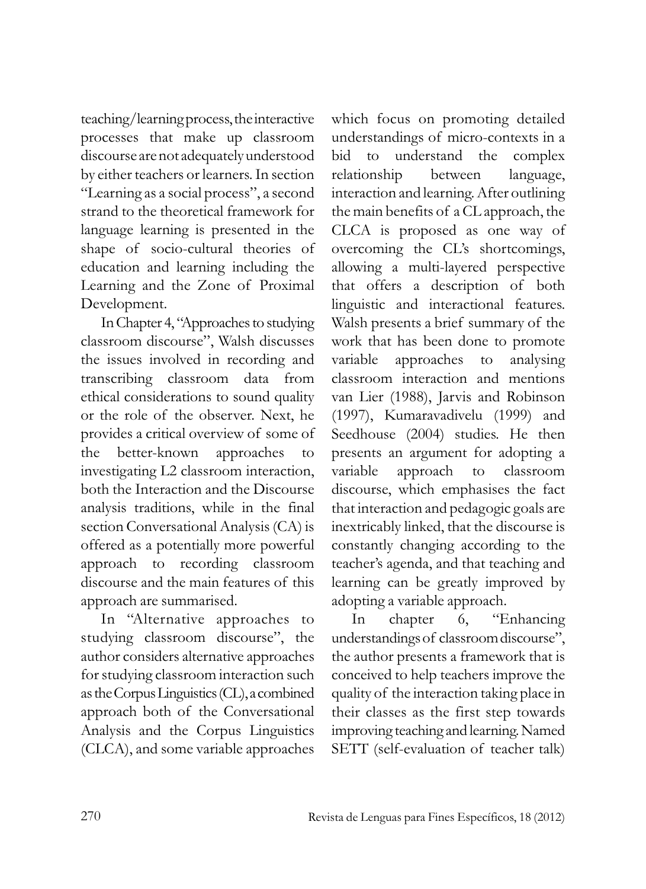teaching/learning process, the interactive processes that make up classroom discourse are not adequately understood by either teachers or learners. In section "Learning as a social process", a second strand to the theoretical framework for language learning is presented in the shape of socio-cultural theories of education and learning including the Learning and the Zone of Proximal Development.

In Chapter 4, "Approaches to studying classroom discourse", Walsh discusses the issues involved in recording and transcribing classroom data from ethical considerations to sound quality or the role of the observer. Next, he provides a critical overview of some of the better-known approaches to investigating L2 classroom interaction, both the Interaction and the Discourse analysis traditions, while in the final section Conversational Analysis (CA) is offered as a potentially more powerful approach to recording classroom discourse and the main features of this approach are summarised.

In "Alternative approaches to studying classroom discourse", the author considers alternative approaches for studying classroom interaction such as the Corpus Linguistics (CL), a combined approach both of the Conversational Analysis and the Corpus Linguistics (CLCA), and some variable approaches which focus on promoting detailed understandings of micro-contexts in a bid to understand the complex relationship between language, interaction and learning. After outlining the main benefits of a CL approach, the CLCA is proposed as one way of overcoming the CL's shortcomings, allowing a multi-layered perspective that offers a description of both linguistic and interactional features. Walsh presents a brief summary of the work that has been done to promote variable approaches to analysing classroom interaction and mentions van Lier (1988), Jarvis and Robinson (1997), Kumaravadivelu (1999) and Seedhouse (2004) studies. He then presents an argument for adopting a variable approach to classroom discourse, which emphasises the fact that interaction and pedagogic goals are inextricably linked, that the discourse is constantly changing according to the teacher's agenda, and that teaching and learning can be greatly improved by adopting a variable approach.

In chapter 6, "Enhancing understandings of classroom discourse", the author presents a framework that is conceived to help teachers improve the quality of the interaction taking place in their classes as the first step towards improving teaching and learning. Named SETT (self-evaluation of teacher talk)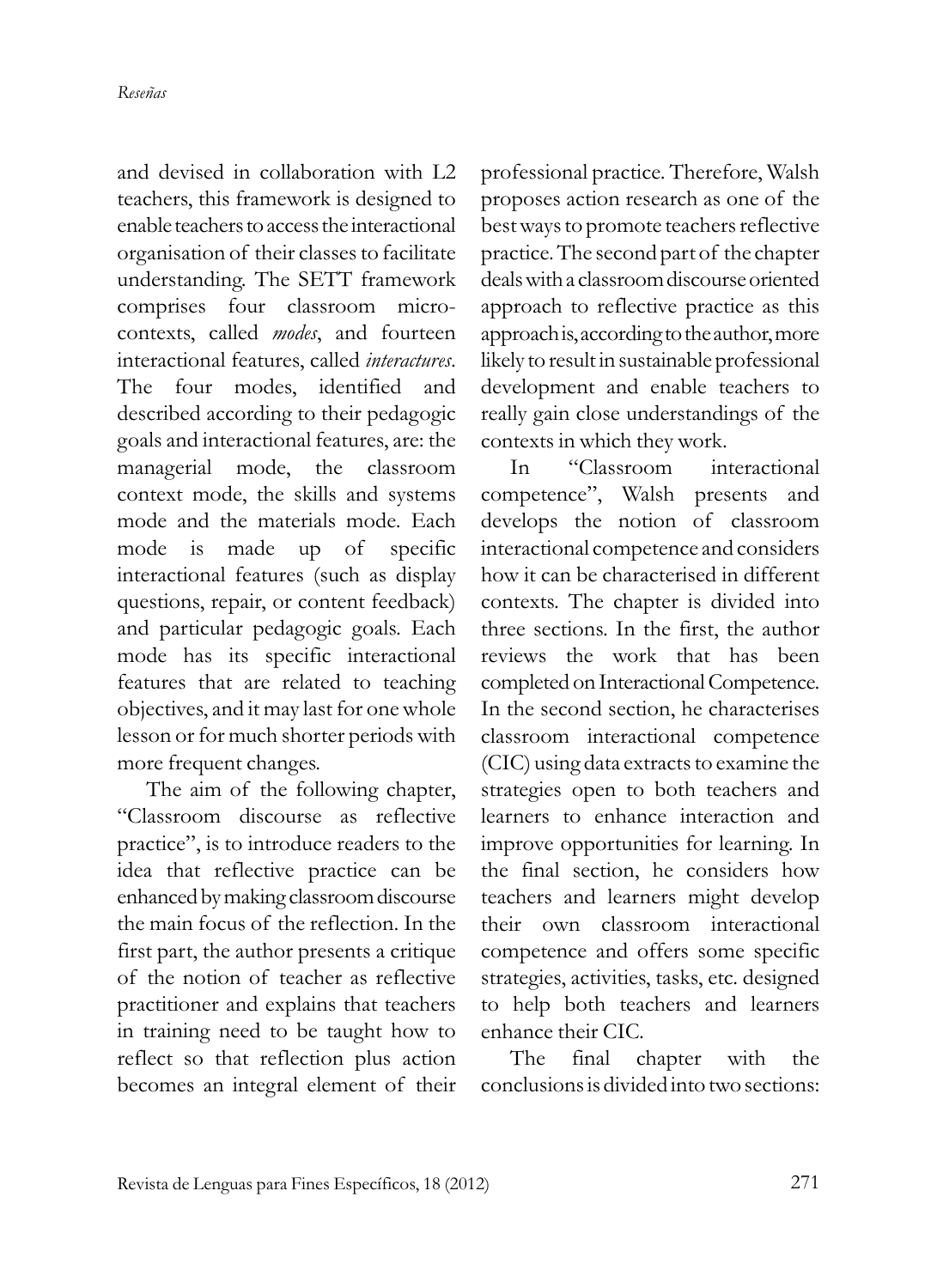and devised in collaboration with L2 teachers, this framework is designed to enable teachers to access the interactional organisation of their classes to facilitate understanding. The SETT framework comprises four classroom micro-contexts, called *modes*, and fourteen interactional features, called *interactures*. The four modes, identified and described according to their pedagogic goals and interactional features, are: the managerial mode, the classroom context mode, the skills and systems mode and the materials mode. Each mode is made up of specific interactional features (such as display questions, repair, or content feedback) and particular pedagogic goals. Each mode has its specific interactional features that are related to teaching objectives, and it may last for one whole lesson or for much shorter periods with more frequent changes.

The aim of the following chapter, "Classroom discourse as reflective practice", is to introduce readers to the idea that reflective practice can be enhanced by making classroom discourse the main focus of the reflection. In the first part, the author presents a critique of the notion of teacher as reflective practitioner and explains that teachers in training need to be taught how to reflect so that reflection plus action becomes an integral element of their professional practice. Therefore, Walsh proposes action research as one of the best ways to promote teachers reflective practice. The second part of the chapter deals with a classroom discourse oriented approach to reflective practice as this approach is, according to the author, more likely to result in sustainable professional development and enable teachers to really gain close understandings of the contexts in which they work.

In "Classroom interactional competence", Walsh presents and develops the notion of classroom interactional competence and considers how it can be characterised in different contexts. The chapter is divided into three sections. In the first, the author reviews the work that has been completed on Interactional Competence. In the second section, he characterises classroom interactional competence (CIC) using data extracts to examine the strategies open to both teachers and learners to enhance interaction and improve opportunities for learning. In the final section, he considers how teachers and learners might develop their own classroom interactional competence and offers some specific strategies, activities, tasks, etc. designed to help both teachers and learners enhance their CIC.

The final chapter with the conclusions is divided into two sections: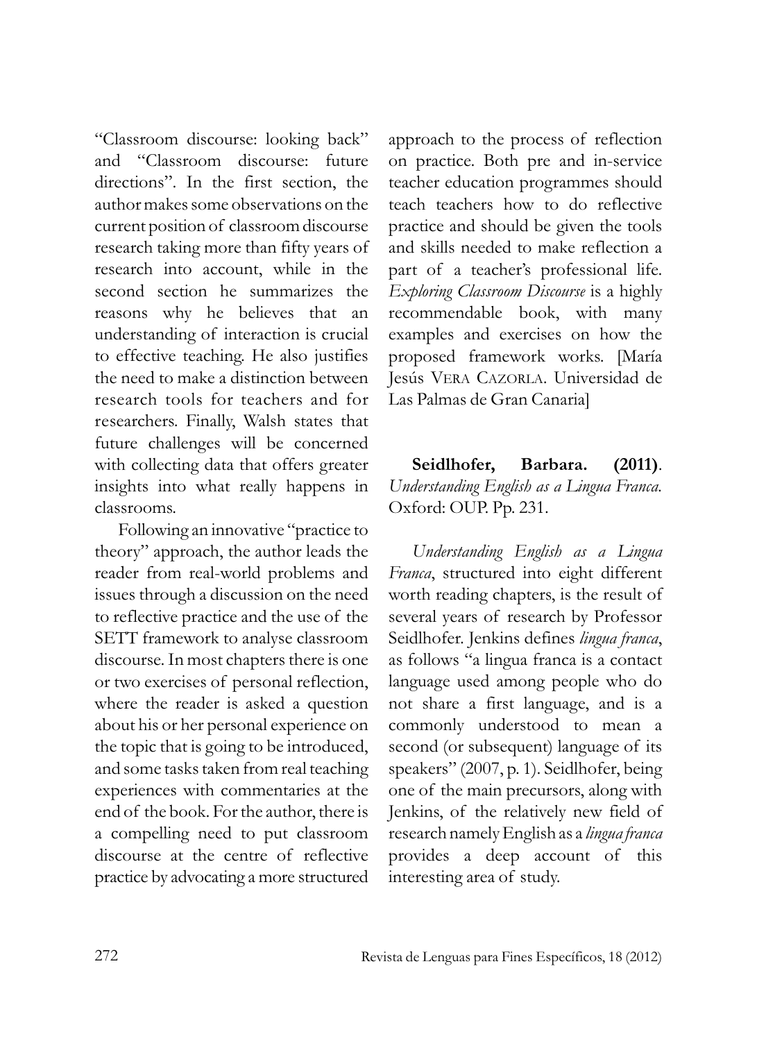"Classroom discourse: looking back" and "Classroom discourse: future directions". In the first section, the author makes some observations on the current position of classroom discourse research taking more than fifty years of research into account, while in the second section he summarizes the reasons why he believes that an understanding of interaction is crucial to effective teaching. He also justifies the need to make a distinction between research tools for teachers and for researchers. Finally, Walsh states that future challenges will be concerned with collecting data that offers greater insights into what really happens in classrooms.

Following an innovative "practice to theory" approach, the author leads the reader from real-world problems and issues through a discussion on the need to reflective practice and the use of the SETT framework to analyse classroom discourse. In most chapters there is one or two exercises of personal reflection, where the reader is asked a question about his or her personal experience on the topic that is going to be introduced, and some tasks taken from real teaching experiences with commentaries at the end of the book. For the author, there is a compelling need to put classroom discourse at the centre of reflective practice by advocating a more structured approach to the process of reflection on practice. Both pre and in-service teacher education programmes should teach teachers how to do reflective practice and should be given the tools and skills needed to make reflection a part of a teacher's professional life. *Exploring Classroom Discourse* is a highly recommendable book, with many examples and exercises on how the proposed framework works. [María Jesús Vera Cazorla. Universidad de Las Palmas de Gran Canaria]

**Seidlhofer, Barbara. (2011)**. *Understanding English as a Lingua Franca.* Oxford: OUP. Pp. 231.

*Understanding English as a Lingua Franca*, structured into eight different worth reading chapters, is the result of several years of research by Professor Seidlhofer. Jenkins defines *lingua franca*, as follows "a lingua franca is a contact language used among people who do not share a first language, and is a commonly understood to mean a second (or subsequent) language of its speakers" (2007, p. 1). Seidlhofer, being one of the main precursors, along with Jenkins, of the relatively new field of research namely English as a *lingua franca* provides a deep account of this interesting area of study.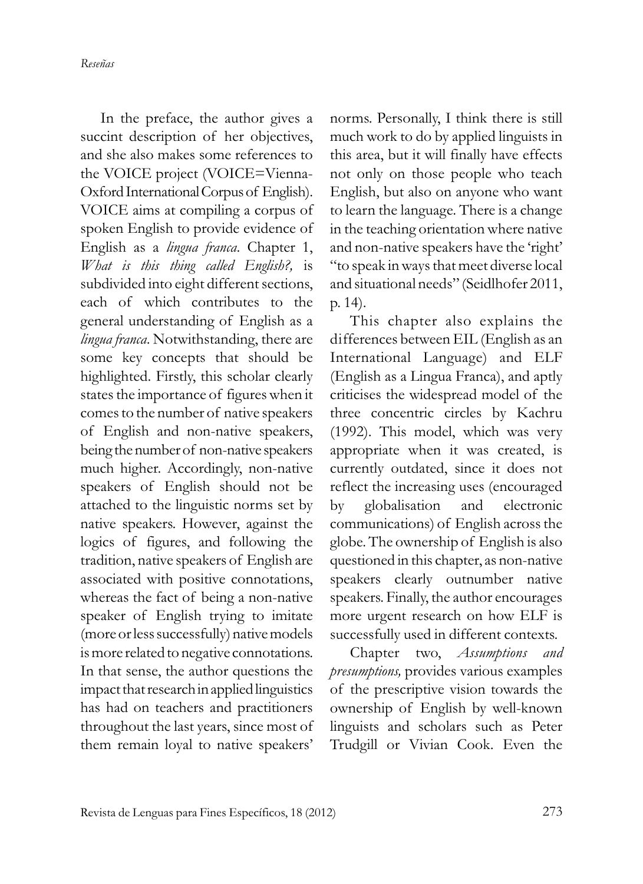In the preface, the author gives a succint description of her objectives, and she also makes some references to the VOICE project (VOICE=Vienna-Oxford International Corpus of English). VOICE aims at compiling a corpus of spoken English to provide evidence of English as a *lingua franca*. Chapter 1, *What is this thing called English?,* is subdivided into eight different sections, each of which contributes to the general understanding of English as a *lingua franca*. Notwithstanding, there are some key concepts that should be highlighted. Firstly, this scholar clearly states the importance of figures when it comes to the number of native speakers of English and non-native speakers, being the number of non-native speakers much higher. Accordingly, non-native speakers of English should not be attached to the linguistic norms set by native speakers. However, against the logics of figures, and following the tradition, native speakers of English are associated with positive connotations, whereas the fact of being a non-native speaker of English trying to imitate (more or less successfully) native models is more related to negative connotations. In that sense, the author questions the impact that research in applied linguistics has had on teachers and practitioners throughout the last years, since most of them remain loyal to native speakers' norms. Personally, I think there is still much work to do by applied linguists in this area, but it will finally have effects not only on those people who teach English, but also on anyone who want to learn the language. There is a change in the teaching orientation where native and non-native speakers have the 'right' "to speak in ways that meet diverse local and situational needs" (Seidlhofer 2011, p. 14).

This chapter also explains the differences between EIL (English as an International Language) and ELF (English as a Lingua Franca), and aptly criticises the widespread model of the three concentric circles by Kachru (1992). This model, which was very appropriate when it was created, is currently outdated, since it does not reflect the increasing uses (encouraged by globalisation and electronic communications) of English across the globe. The ownership of English is also questioned in this chapter, as non-native speakers clearly outnumber native speakers. Finally, the author encourages more urgent research on how ELF is successfully used in different contexts.

Chapter two, *Assumptions and presumptions,* provides various examples of the prescriptive vision towards the ownership of English by well-known linguists and scholars such as Peter Trudgill or Vivian Cook. Even the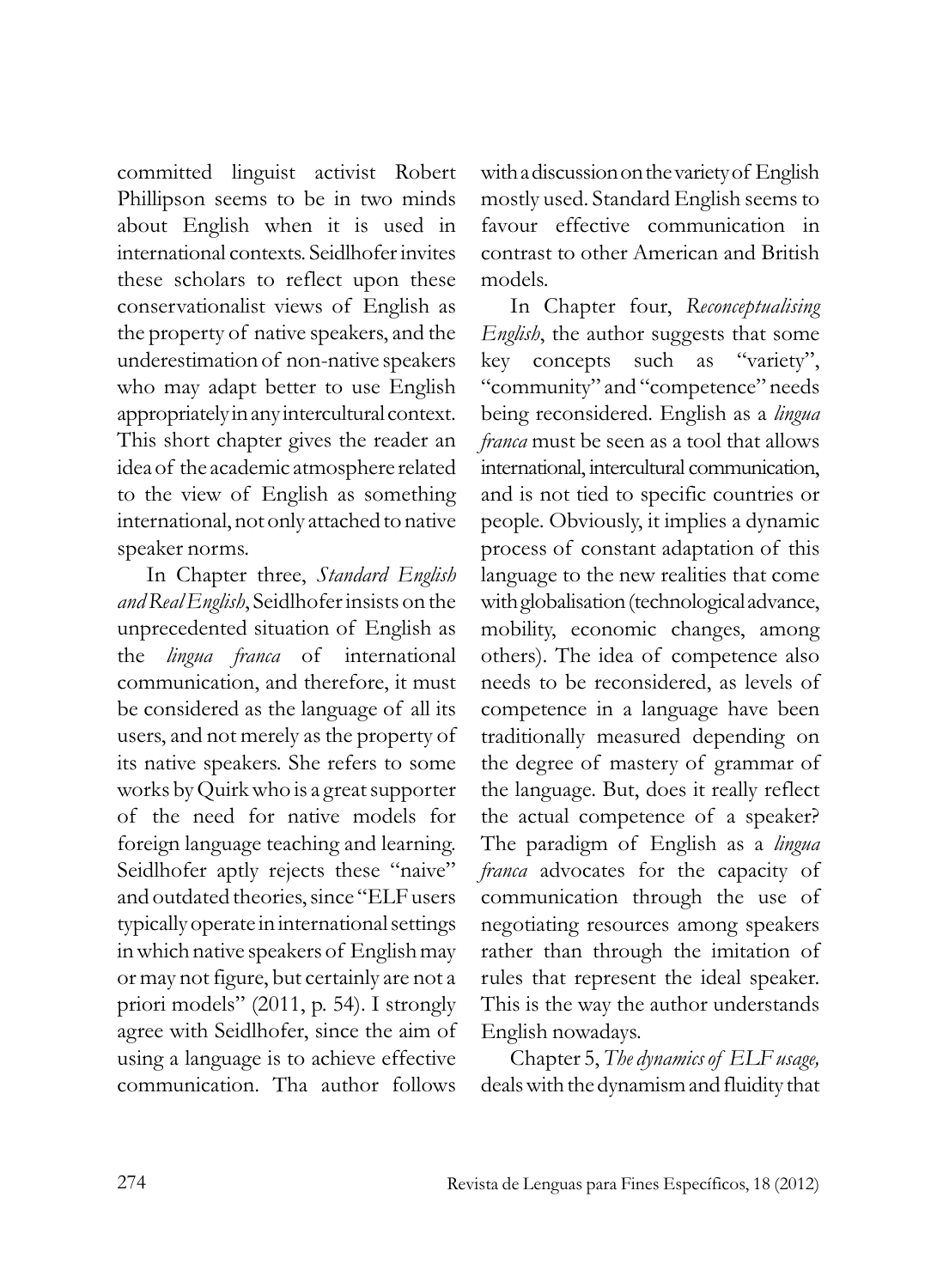committed linguist activist Robert Phillipson seems to be in two minds about English when it is used in international contexts. Seidlhofer invites these scholars to reflect upon these conservationalist views of English as the property of native speakers, and the underestimation of non-native speakers who may adapt better to use English appropriately in any intercultural context. This short chapter gives the reader an idea of the academic atmosphere related to the view of English as something international, not only attached to native speaker norms.

In Chapter three, *Standard English and Real English*, Seidlhofer insists on the unprecedented situation of English as the *lingua franca* of international communication, and therefore, it must be considered as the language of all its users, and not merely as the property of its native speakers. She refers to some works by Quirk who is a great supporter of the need for native models for foreign language teaching and learning. Seidlhofer aptly rejects these "naive" and outdated theories, since "ELF users typically operate in international settings in which native speakers of English may or may not figure, but certainly are not a priori models" (2011, p. 54). I strongly agree with Seidlhofer, since the aim of using a language is to achieve effective communication. Tha author follows with a discussion on the variety of English mostly used. Standard English seems to favour effective communication in contrast to other American and British models.

In Chapter four, *Reconceptualising English*, the author suggests that some key concepts such as "variety", "community" and "competence" needs being reconsidered. English as a *lingua franca* must be seen as a tool that allows international, intercultural communication, and is not tied to specific countries or people. Obviously, it implies a dynamic process of constant adaptation of this language to the new realities that come with globalisation (technological advance, mobility, economic changes, among others). The idea of competence also needs to be reconsidered, as levels of competence in a language have been traditionally measured depending on the degree of mastery of grammar of the language. But, does it really reflect the actual competence of a speaker? The paradigm of English as a *lingua franca* advocates for the capacity of communication through the use of negotiating resources among speakers rather than through the imitation of rules that represent the ideal speaker. This is the way the author understands English nowadays.

Chapter 5, *The dynamics of ELF usage,* deals with the dynamism and fluidity that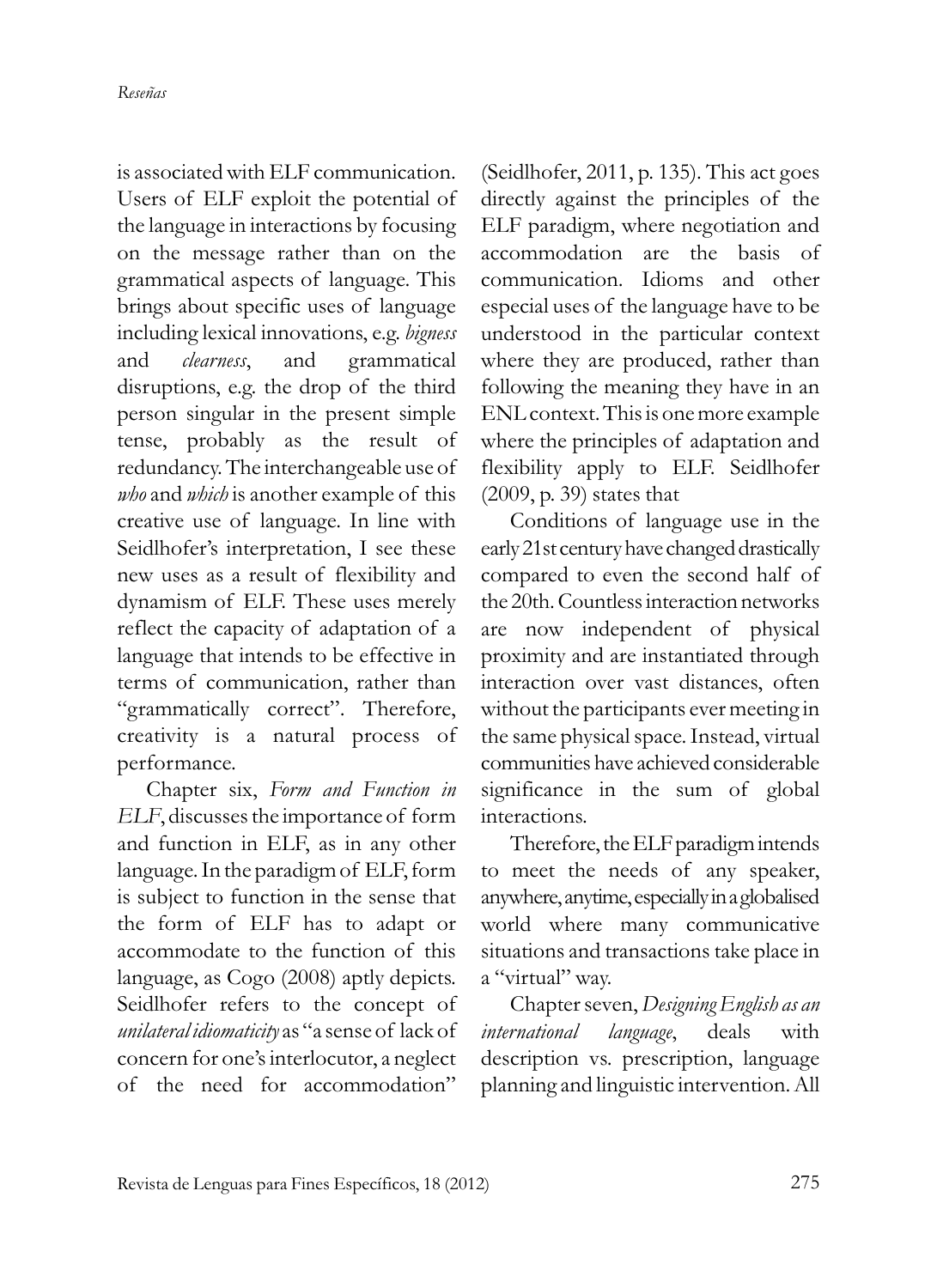is associated with ELF communication. Users of ELF exploit the potential of the language in interactions by focusing on the message rather than on the grammatical aspects of language. This brings about specific uses of language including lexical innovations, e.g. *bigness* and *clearness*, and grammatical disruptions, e.g. the drop of the third person singular in the present simple tense, probably as the result of redundancy. The interchangeable use of *who* and *which* is another example of this creative use of language. In line with Seidlhofer's interpretation, I see these new uses as a result of flexibility and dynamism of ELF. These uses merely reflect the capacity of adaptation of a language that intends to be effective in terms of communication, rather than "grammatically correct". Therefore, creativity is a natural process of performance.

Chapter six, *Form and Function in ELF*, discusses the importance of form and function in ELF, as in any other language. In the paradigm of ELF, form is subject to function in the sense that the form of ELF has to adapt or accommodate to the function of this language, as Cogo (2008) aptly depicts. Seidlhofer refers to the concept of *unilateral idiomaticity* as "a sense of lack of concern for one's interlocutor, a neglect of the need for accommodation" (Seidlhofer, 2011, p. 135). This act goes directly against the principles of the ELF paradigm, where negotiation and accommodation are the basis of communication. Idioms and other especial uses of the language have to be understood in the particular context where they are produced, rather than following the meaning they have in an ENL context. This is one more example where the principles of adaptation and flexibility apply to ELF. Seidlhofer (2009, p. 39) states that

> Conditions of language use in the early 21st century have changed drastically compared to even the second half of the 20th. Countless interaction networks are now independent of physical proximity and are instantiated through interaction over vast distances, often without the participants ever meeting in the same physical space. Instead, virtual communities have achieved considerable significance in the sum of global interactions.

Therefore, the ELF paradigm intends to meet the needs of any speaker, anywhere, anytime, especially in a globalised world where many communicative situations and transactions take place in a "virtual" way.

Chapter seven, *Designing English as an international language*, deals with description vs. prescription, language planning and linguistic intervention. All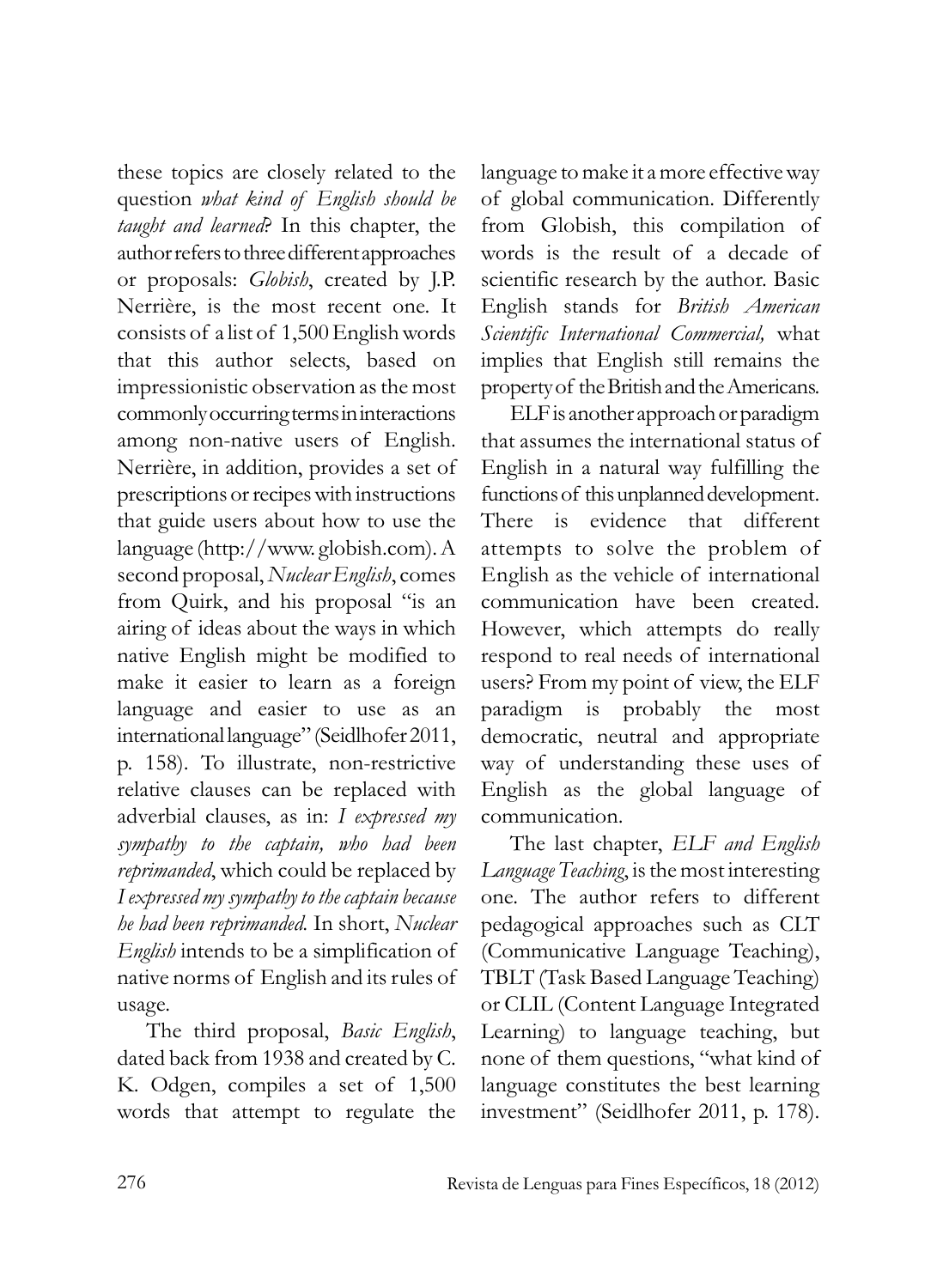these topics are closely related to the question *what kind of English should be taught and learned*? In this chapter, the author refers to three different approaches or proposals: *Globish*, created by J.P. Nerrière, is the most recent one. It consists of a list of 1,500 English words that this author selects, based on impressionistic observation as the most commonly occurring terms in interactions among non-native users of English. Nerrière, in addition, provides a set of prescriptions or recipes with instructions that guide users about how to use the language (http://www. globish.com). A second proposal, *Nuclear English*, comes from Quirk, and his proposal "is an airing of ideas about the ways in which native English might be modified to make it easier to learn as a foreign language and easier to use as an international language" (Seidlhofer 2011, p. 158). To illustrate, non-restrictive relative clauses can be replaced with adverbial clauses, as in: *I expressed my sympathy to the captain, who had been reprimanded*, which could be replaced by *I expressed my sympathy to the captain because he had been reprimanded.* In short, *Nuclear English* intends to be a simplification of native norms of English and its rules of usage.

The third proposal, *Basic English*, dated back from 1938 and created by C. K. Odgen, compiles a set of 1,500 words that attempt to regulate the language to make it a more effective way of global communication. Differently from Globish, this compilation of words is the result of a decade of scientific research by the author. Basic English stands for *British American Scientific International Commercial,* what implies that English still remains the property of the British and the Americans.

ELF is another approach or paradigm that assumes the international status of English in a natural way fulfilling the functions of this unplanned development. There is evidence that different attempts to solve the problem of English as the vehicle of international communication have been created. However, which attempts do really respond to real needs of international users? From my point of view, the ELF paradigm is probably the most democratic, neutral and appropriate way of understanding these uses of English as the global language of communication.

The last chapter, *ELF and English Language Teaching*, is the most interesting one. The author refers to different pedagogical approaches such as CLT (Communicative Language Teaching), TBLT (Task Based Language Teaching) or CLIL (Content Language Integrated Learning) to language teaching, but none of them questions, "what kind of language constitutes the best learning investment" (Seidlhofer 2011, p. 178).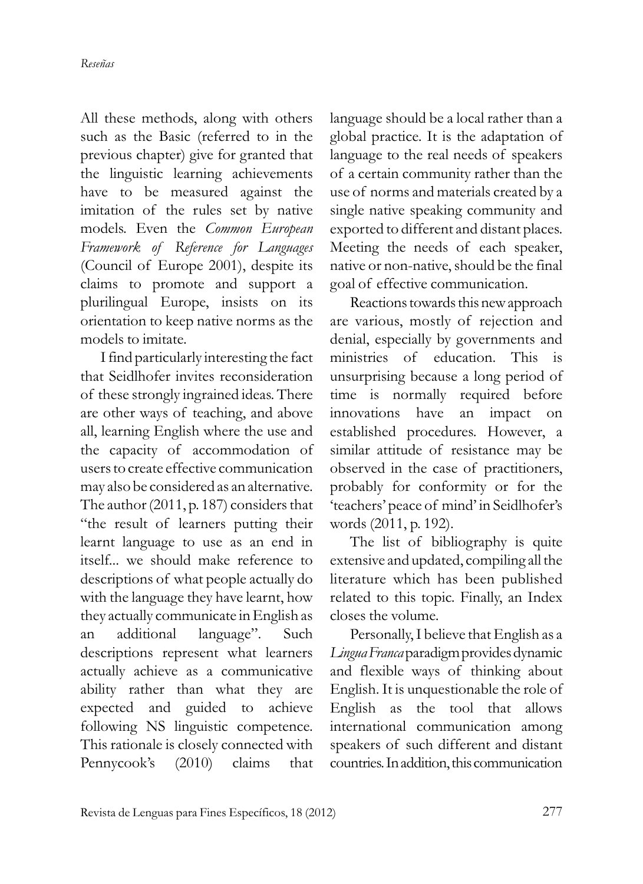All these methods, along with others such as the Basic (referred to in the previous chapter) give for granted that the linguistic learning achievements have to be measured against the imitation of the rules set by native models. Even the *Common European Framework of Reference for Languages* (Council of Europe 2001), despite its claims to promote and support a plurilingual Europe, insists on its orientation to keep native norms as the models to imitate.

I find particularly interesting the fact that Seidlhofer invites reconsideration of these strongly ingrained ideas. There are other ways of teaching, and above all, learning English where the use and the capacity of accommodation of users to create effective communication may also be considered as an alternative. The author (2011, p. 187) considers that "the result of learners putting their learnt language to use as an end in itself... we should make reference to descriptions of what people actually do with the language they have learnt, how they actually communicate in English as an additional language". Such descriptions represent what learners actually achieve as a communicative ability rather than what they are expected and guided to achieve following NS linguistic competence. This rationale is closely connected with Pennycook's (2010) claims that language should be a local rather than a global practice. It is the adaptation of language to the real needs of speakers of a certain community rather than the use of norms and materials created by a single native speaking community and exported to different and distant places. Meeting the needs of each speaker, native or non-native, should be the final goal of effective communication.

Reactions towards this new approach are various, mostly of rejection and denial, especially by governments and ministries of education. This is unsurprising because a long period of time is normally required before innovations have an impact on established procedures. However, a similar attitude of resistance may be observed in the case of practitioners, probably for conformity or for the 'teachers' peace of mind' in Seidlhofer's words (2011, p. 192).

The list of bibliography is quite extensive and updated, compiling all the literature which has been published related to this topic. Finally, an Index closes the volume.

Personally, I believe that English as a *Lingua Franca* paradigm provides dynamic and flexible ways of thinking about English. It is unquestionable the role of English as the tool that allows international communication among speakers of such different and distant countries. In addition, this communication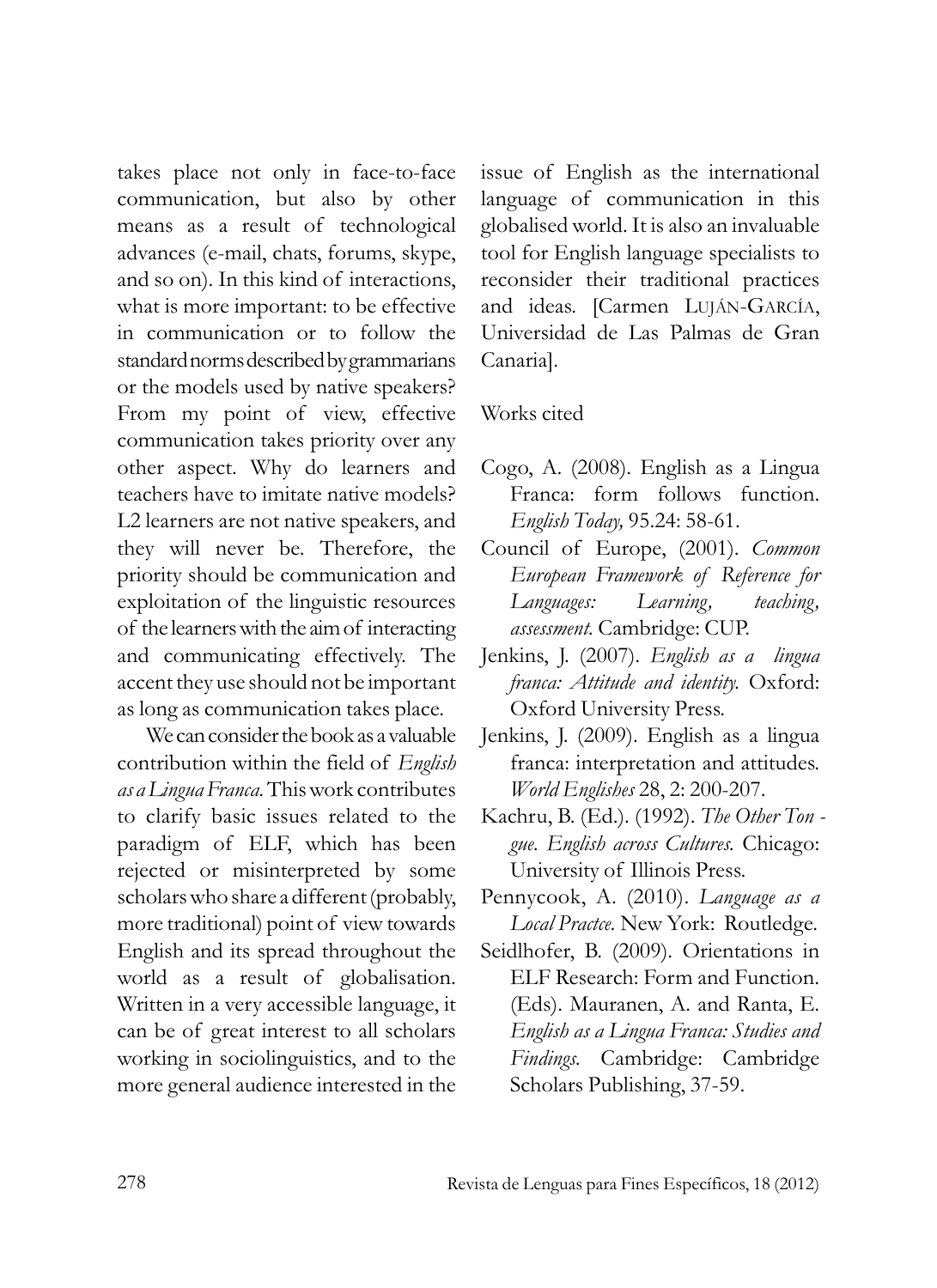takes place not only in face-to-face communication, but also by other means as a result of technological advances (e-mail, chats, forums, skype, and so on). In this kind of interactions, what is more important: to be effective in communication or to follow the standard norms described by grammarians or the models used by native speakers? From my point of view, effective communication takes priority over any other aspect. Why do learners and teachers have to imitate native models? L2 learners are not native speakers, and they will never be. Therefore, the priority should be communication and exploitation of the linguistic resources of the learners with the aim of interacting and communicating effectively. The accent they use should not be important as long as communication takes place.

We can consider the book as a valuable contribution within the field of *English as a Lingua Franca*. This work contributes to clarify basic issues related to the paradigm of ELF, which has been rejected or misinterpreted by some scholars who share a different (probably, more traditional) point of view towards English and its spread throughout the world as a result of globalisation. Written in a very accessible language, it can be of great interest to all scholars working in sociolinguistics, and to the more general audience interested in the issue of English as the international language of communication in this globalised world. It is also an invaluable tool for English language specialists to reconsider their traditional practices and ideas. [Carmen LUJÁN-GARCÍA, Universidad de Las Palmas de Gran Canaria].

Works cited

Cogo, A. (2008). English as a Lingua Franca: form follows function. *English Today,* 95.24: 58-61.

Council of Europe, (2001). *Common European Framework of Reference for Languages: Learning, teaching, assessment.* Cambridge: CUP.

Jenkins, J. (2007). *English as a lingua franca: Attitude and identity.* Oxford: Oxford University Press.

Jenkins, J. (2009). English as a lingua franca: interpretation and attitudes. *World Englishes* 28, 2: 200-207.

Kachru, B. (Ed.). (1992). *The Other Ton - gue. English across Cultures.* Chicago: University of Illinois Press.

Pennycook, A. (2010). *Language as a Local Practce.* New York: Routledge.

Seidlhofer, B. (2009). Orientations in ELF Research: Form and Function. (Eds). Mauranen, A. and Ranta, E. *English as a Lingua Franca: Studies and Findings.* Cambridge: Cambridge Scholars Publishing, 37-59.